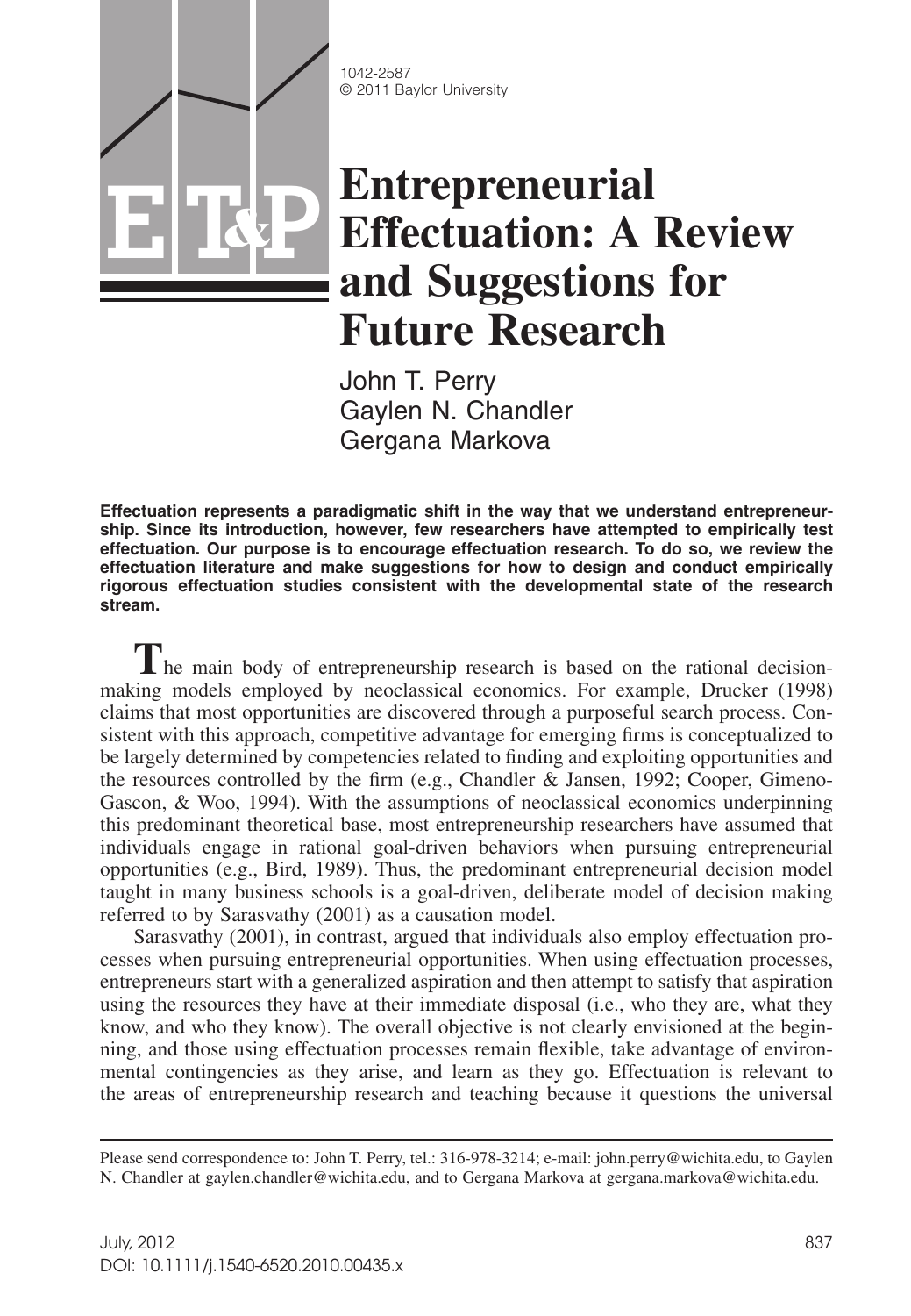1042-2587
© 2011 Baylor University

# Entrepreneurial Effectuation: A Review and Suggestions for Future Research

John T. Perry
Gaylen N. Chandler
Gergana Markova

**Effectuation represents a paradigmatic shift in the way that we understand entrepreneurship. Since its introduction, however, few researchers have attempted to empirically test effectuation. Our purpose is to encourage effectuation research. To do so, we review the effectuation literature and make suggestions for how to design and conduct empirically rigorous effectuation studies consistent with the developmental state of the research stream.**

The main body of entrepreneurship research is based on the rational decision-making models employed by neoclassical economics. For example, Drucker (1998) claims that most opportunities are discovered through a purposeful search process. Consistent with this approach, competitive advantage for emerging firms is conceptualized to be largely determined by competencies related to finding and exploiting opportunities and the resources controlled by the firm (e.g., Chandler & Jansen, 1992; Cooper, Gimeno-Gascon, & Woo, 1994). With the assumptions of neoclassical economics underpinning this predominant theoretical base, most entrepreneurship researchers have assumed that individuals engage in rational goal-driven behaviors when pursuing entrepreneurial opportunities (e.g., Bird, 1989). Thus, the predominant entrepreneurial decision model taught in many business schools is a goal-driven, deliberate model of decision making referred to by Sarasvathy (2001) as a causation model.

Sarasvathy (2001), in contrast, argued that individuals also employ effectuation processes when pursuing entrepreneurial opportunities. When using effectuation processes, entrepreneurs start with a generalized aspiration and then attempt to satisfy that aspiration using the resources they have at their immediate disposal (i.e., who they are, what they know, and who they know). The overall objective is not clearly envisioned at the beginning, and those using effectuation processes remain flexible, take advantage of environmental contingencies as they arise, and learn as they go. Effectuation is relevant to the areas of entrepreneurship research and teaching because it questions the universal

Please send correspondence to: John T. Perry, tel.: 316-978-3214; e-mail: john.perry@wichita.edu, to Gaylen N. Chandler at gaylen.chandler@wichita.edu, and to Gergana Markova at gergana.markova@wichita.edu.

DOI: 10.1111/j.1540-6520.2010.00435.x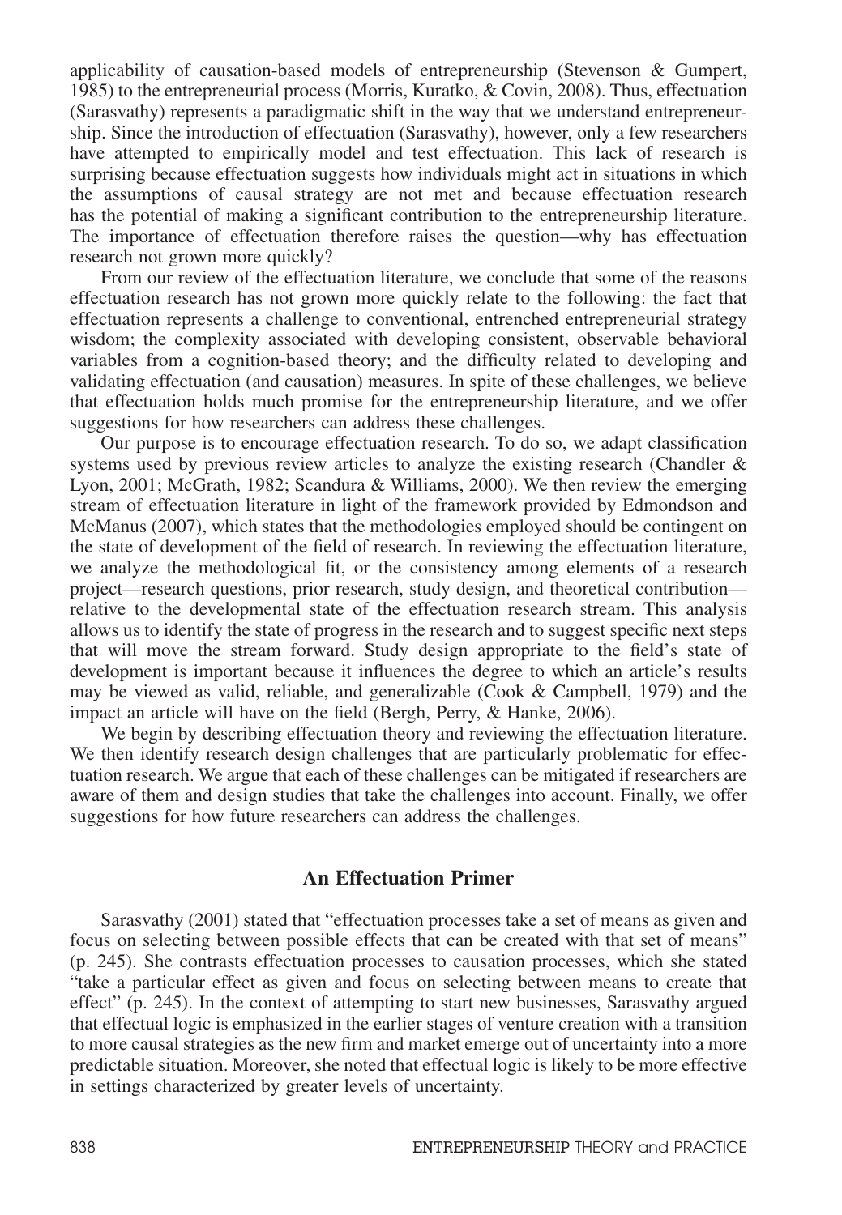applicability of causation-based models of entrepreneurship (Stevenson & Gumpert, 1985) to the entrepreneurial process (Morris, Kuratko, & Covin, 2008). Thus, effectuation (Sarasvathy) represents a paradigmatic shift in the way that we understand entrepreneurship. Since the introduction of effectuation (Sarasvathy), however, only a few researchers have attempted to empirically model and test effectuation. This lack of research is surprising because effectuation suggests how individuals might act in situations in which the assumptions of causal strategy are not met and because effectuation research has the potential of making a significant contribution to the entrepreneurship literature. The importance of effectuation therefore raises the question—why has effectuation research not grown more quickly?

From our review of the effectuation literature, we conclude that some of the reasons effectuation research has not grown more quickly relate to the following: the fact that effectuation represents a challenge to conventional, entrenched entrepreneurial strategy wisdom; the complexity associated with developing consistent, observable behavioral variables from a cognition-based theory; and the difficulty related to developing and validating effectuation (and causation) measures. In spite of these challenges, we believe that effectuation holds much promise for the entrepreneurship literature, and we offer suggestions for how researchers can address these challenges.

Our purpose is to encourage effectuation research. To do so, we adapt classification systems used by previous review articles to analyze the existing research (Chandler & Lyon, 2001; McGrath, 1982; Scandura & Williams, 2000). We then review the emerging stream of effectuation literature in light of the framework provided by Edmondson and McManus (2007), which states that the methodologies employed should be contingent on the state of development of the field of research. In reviewing the effectuation literature, we analyze the methodological fit, or the consistency among elements of a research project—research questions, prior research, study design, and theoretical contribution—relative to the developmental state of the effectuation research stream. This analysis allows us to identify the state of progress in the research and to suggest specific next steps that will move the stream forward. Study design appropriate to the field's state of development is important because it influences the degree to which an article's results may be viewed as valid, reliable, and generalizable (Cook & Campbell, 1979) and the impact an article will have on the field (Bergh, Perry, & Hanke, 2006).

We begin by describing effectuation theory and reviewing the effectuation literature. We then identify research design challenges that are particularly problematic for effectuation research. We argue that each of these challenges can be mitigated if researchers are aware of them and design studies that take the challenges into account. Finally, we offer suggestions for how future researchers can address the challenges.

## An Effectuation Primer

Sarasvathy (2001) stated that "effectuation processes take a set of means as given and focus on selecting between possible effects that can be created with that set of means" (p. 245). She contrasts effectuation processes to causation processes, which she stated "take a particular effect as given and focus on selecting between means to create that effect" (p. 245). In the context of attempting to start new businesses, Sarasvathy argued that effectual logic is emphasized in the earlier stages of venture creation with a transition to more causal strategies as the new firm and market emerge out of uncertainty into a more predictable situation. Moreover, she noted that effectual logic is likely to be more effective in settings characterized by greater levels of uncertainty.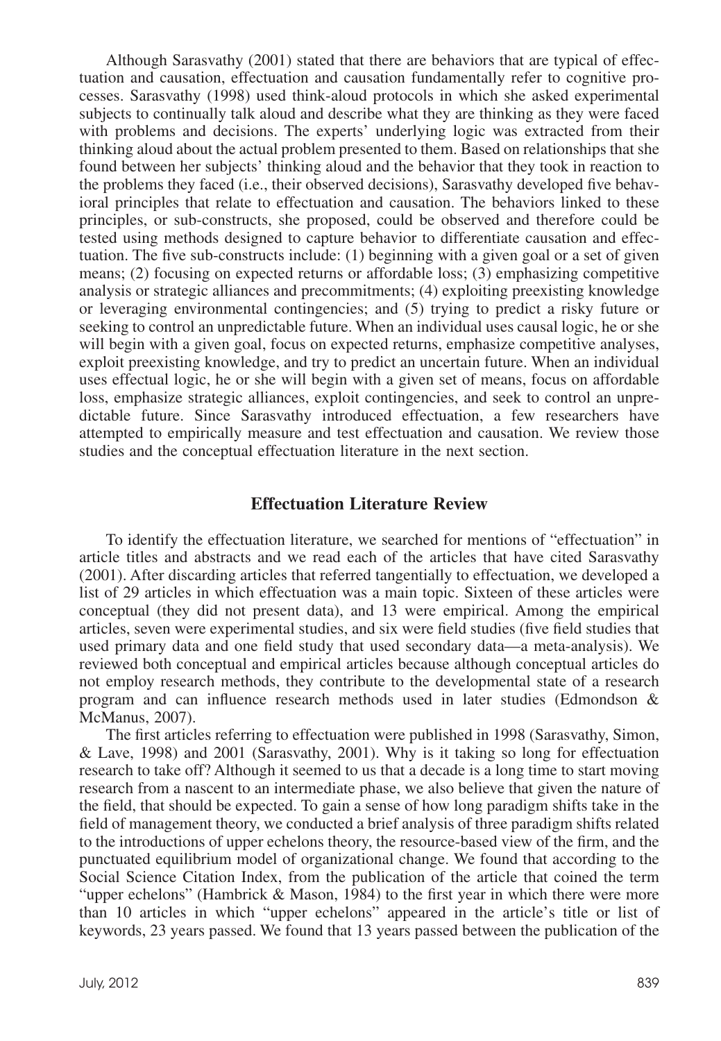Although Sarasvathy (2001) stated that there are behaviors that are typical of effectuation and causation, effectuation and causation fundamentally refer to cognitive processes. Sarasvathy (1998) used think-aloud protocols in which she asked experimental subjects to continually talk aloud and describe what they are thinking as they were faced with problems and decisions. The experts' underlying logic was extracted from their thinking aloud about the actual problem presented to them. Based on relationships that she found between her subjects' thinking aloud and the behavior that they took in reaction to the problems they faced (i.e., their observed decisions), Sarasvathy developed five behavioral principles that relate to effectuation and causation. The behaviors linked to these principles, or sub-constructs, she proposed, could be observed and therefore could be tested using methods designed to capture behavior to differentiate causation and effectuation. The five sub-constructs include: (1) beginning with a given goal or a set of given means; (2) focusing on expected returns or affordable loss; (3) emphasizing competitive analysis or strategic alliances and precommitments; (4) exploiting preexisting knowledge or leveraging environmental contingencies; and (5) trying to predict a risky future or seeking to control an unpredictable future. When an individual uses causal logic, he or she will begin with a given goal, focus on expected returns, emphasize competitive analyses, exploit preexisting knowledge, and try to predict an uncertain future. When an individual uses effectual logic, he or she will begin with a given set of means, focus on affordable loss, emphasize strategic alliances, exploit contingencies, and seek to control an unpredictable future. Since Sarasvathy introduced effectuation, a few researchers have attempted to empirically measure and test effectuation and causation. We review those studies and the conceptual effectuation literature in the next section.

## Effectuation Literature Review

To identify the effectuation literature, we searched for mentions of "effectuation" in article titles and abstracts and we read each of the articles that have cited Sarasvathy (2001). After discarding articles that referred tangentially to effectuation, we developed a list of 29 articles in which effectuation was a main topic. Sixteen of these articles were conceptual (they did not present data), and 13 were empirical. Among the empirical articles, seven were experimental studies, and six were field studies (five field studies that used primary data and one field study that used secondary data—a meta-analysis). We reviewed both conceptual and empirical articles because although conceptual articles do not employ research methods, they contribute to the developmental state of a research program and can influence research methods used in later studies (Edmondson & McManus, 2007).

The first articles referring to effectuation were published in 1998 (Sarasvathy, Simon, & Lave, 1998) and 2001 (Sarasvathy, 2001). Why is it taking so long for effectuation research to take off? Although it seemed to us that a decade is a long time to start moving research from a nascent to an intermediate phase, we also believe that given the nature of the field, that should be expected. To gain a sense of how long paradigm shifts take in the field of management theory, we conducted a brief analysis of three paradigm shifts related to the introductions of upper echelons theory, the resource-based view of the firm, and the punctuated equilibrium model of organizational change. We found that according to the Social Science Citation Index, from the publication of the article that coined the term "upper echelons" (Hambrick & Mason, 1984) to the first year in which there were more than 10 articles in which "upper echelons" appeared in the article's title or list of keywords, 23 years passed. We found that 13 years passed between the publication of the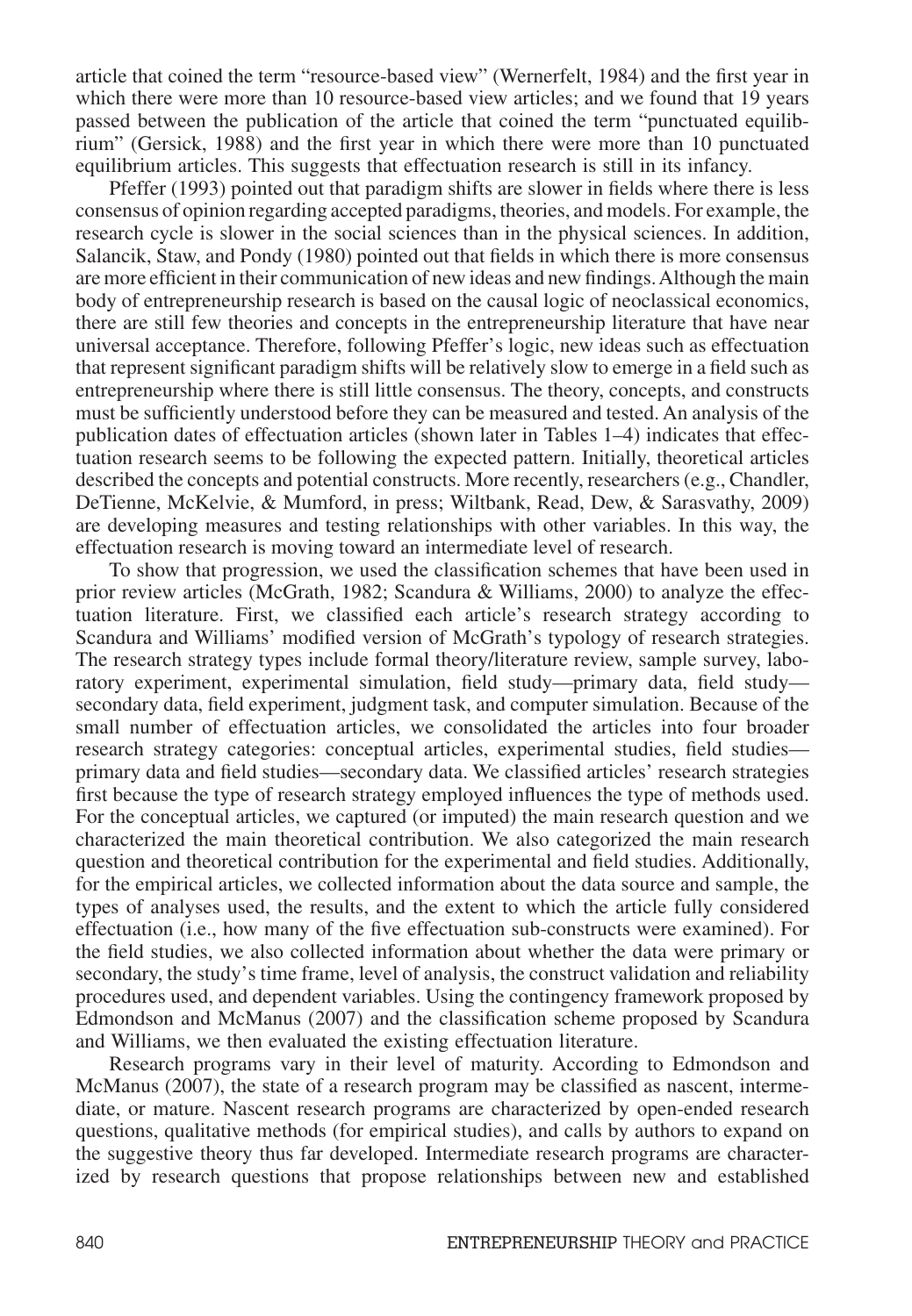article that coined the term "resource-based view" (Wernerfelt, 1984) and the first year in which there were more than 10 resource-based view articles; and we found that 19 years passed between the publication of the article that coined the term "punctuated equilibrium" (Gersick, 1988) and the first year in which there were more than 10 punctuated equilibrium articles. This suggests that effectuation research is still in its infancy.

Pfeffer (1993) pointed out that paradigm shifts are slower in fields where there is less consensus of opinion regarding accepted paradigms, theories, and models. For example, the research cycle is slower in the social sciences than in the physical sciences. In addition, Salancik, Staw, and Pondy (1980) pointed out that fields in which there is more consensus are more efficient in their communication of new ideas and new findings. Although the main body of entrepreneurship research is based on the causal logic of neoclassical economics, there are still few theories and concepts in the entrepreneurship literature that have near universal acceptance. Therefore, following Pfeffer's logic, new ideas such as effectuation that represent significant paradigm shifts will be relatively slow to emerge in a field such as entrepreneurship where there is still little consensus. The theory, concepts, and constructs must be sufficiently understood before they can be measured and tested. An analysis of the publication dates of effectuation articles (shown later in Tables 1–4) indicates that effectuation research seems to be following the expected pattern. Initially, theoretical articles described the concepts and potential constructs. More recently, researchers (e.g., Chandler, DeTienne, McKelvie, & Mumford, in press; Wiltbank, Read, Dew, & Sarasvathy, 2009) are developing measures and testing relationships with other variables. In this way, the effectuation research is moving toward an intermediate level of research.

To show that progression, we used the classification schemes that have been used in prior review articles (McGrath, 1982; Scandura & Williams, 2000) to analyze the effectuation literature. First, we classified each article's research strategy according to Scandura and Williams' modified version of McGrath's typology of research strategies. The research strategy types include formal theory/literature review, sample survey, laboratory experiment, experimental simulation, field study—primary data, field study—secondary data, field experiment, judgment task, and computer simulation. Because of the small number of effectuation articles, we consolidated the articles into four broader research strategy categories: conceptual articles, experimental studies, field studies—primary data and field studies—secondary data. We classified articles' research strategies first because the type of research strategy employed influences the type of methods used. For the conceptual articles, we captured (or imputed) the main research question and we characterized the main theoretical contribution. We also categorized the main research question and theoretical contribution for the experimental and field studies. Additionally, for the empirical articles, we collected information about the data source and sample, the types of analyses used, the results, and the extent to which the article fully considered effectuation (i.e., how many of the five effectuation sub-constructs were examined). For the field studies, we also collected information about whether the data were primary or secondary, the study's time frame, level of analysis, the construct validation and reliability procedures used, and dependent variables. Using the contingency framework proposed by Edmondson and McManus (2007) and the classification scheme proposed by Scandura and Williams, we then evaluated the existing effectuation literature.

Research programs vary in their level of maturity. According to Edmondson and McManus (2007), the state of a research program may be classified as nascent, intermediate, or mature. Nascent research programs are characterized by open-ended research questions, qualitative methods (for empirical studies), and calls by authors to expand on the suggestive theory thus far developed. Intermediate research programs are characterized by research questions that propose relationships between new and established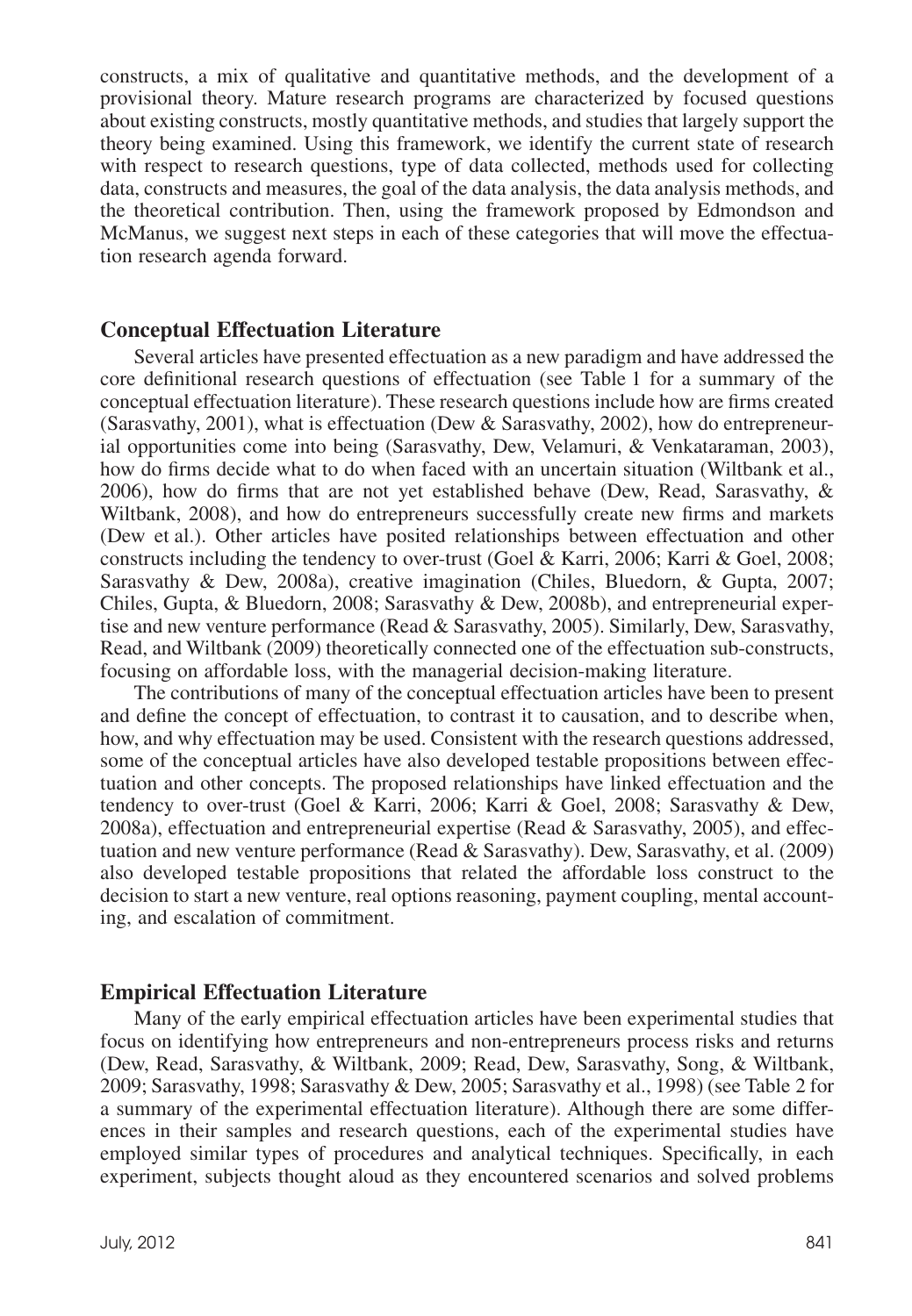constructs, a mix of qualitative and quantitative methods, and the development of a provisional theory. Mature research programs are characterized by focused questions about existing constructs, mostly quantitative methods, and studies that largely support the theory being examined. Using this framework, we identify the current state of research with respect to research questions, type of data collected, methods used for collecting data, constructs and measures, the goal of the data analysis, the data analysis methods, and the theoretical contribution. Then, using the framework proposed by Edmondson and McManus, we suggest next steps in each of these categories that will move the effectuation research agenda forward.

## Conceptual Effectuation Literature

Several articles have presented effectuation as a new paradigm and have addressed the core definitional research questions of effectuation (see Table 1 for a summary of the conceptual effectuation literature). These research questions include how are firms created (Sarasvathy, 2001), what is effectuation (Dew & Sarasvathy, 2002), how do entrepreneurial opportunities come into being (Sarasvathy, Dew, Velamuri, & Venkataraman, 2003), how do firms decide what to do when faced with an uncertain situation (Wiltbank et al., 2006), how do firms that are not yet established behave (Dew, Read, Sarasvathy, & Wiltbank, 2008), and how do entrepreneurs successfully create new firms and markets (Dew et al.). Other articles have posited relationships between effectuation and other constructs including the tendency to over-trust (Goel & Karri, 2006; Karri & Goel, 2008; Sarasvathy & Dew, 2008a), creative imagination (Chiles, Bluedorn, & Gupta, 2007; Chiles, Gupta, & Bluedorn, 2008; Sarasvathy & Dew, 2008b), and entrepreneurial expertise and new venture performance (Read & Sarasvathy, 2005). Similarly, Dew, Sarasvathy, Read, and Wiltbank (2009) theoretically connected one of the effectuation sub-constructs, focusing on affordable loss, with the managerial decision-making literature.

The contributions of many of the conceptual effectuation articles have been to present and define the concept of effectuation, to contrast it to causation, and to describe when, how, and why effectuation may be used. Consistent with the research questions addressed, some of the conceptual articles have also developed testable propositions between effectuation and other concepts. The proposed relationships have linked effectuation and the tendency to over-trust (Goel & Karri, 2006; Karri & Goel, 2008; Sarasvathy & Dew, 2008a), effectuation and entrepreneurial expertise (Read & Sarasvathy, 2005), and effectuation and new venture performance (Read & Sarasvathy). Dew, Sarasvathy, et al. (2009) also developed testable propositions that related the affordable loss construct to the decision to start a new venture, real options reasoning, payment coupling, mental accounting, and escalation of commitment.

## Empirical Effectuation Literature

Many of the early empirical effectuation articles have been experimental studies that focus on identifying how entrepreneurs and non-entrepreneurs process risks and returns (Dew, Read, Sarasvathy, & Wiltbank, 2009; Read, Dew, Sarasvathy, Song, & Wiltbank, 2009; Sarasvathy, 1998; Sarasvathy & Dew, 2005; Sarasvathy et al., 1998) (see Table 2 for a summary of the experimental effectuation literature). Although there are some differences in their samples and research questions, each of the experimental studies have employed similar types of procedures and analytical techniques. Specifically, in each experiment, subjects thought aloud as they encountered scenarios and solved problems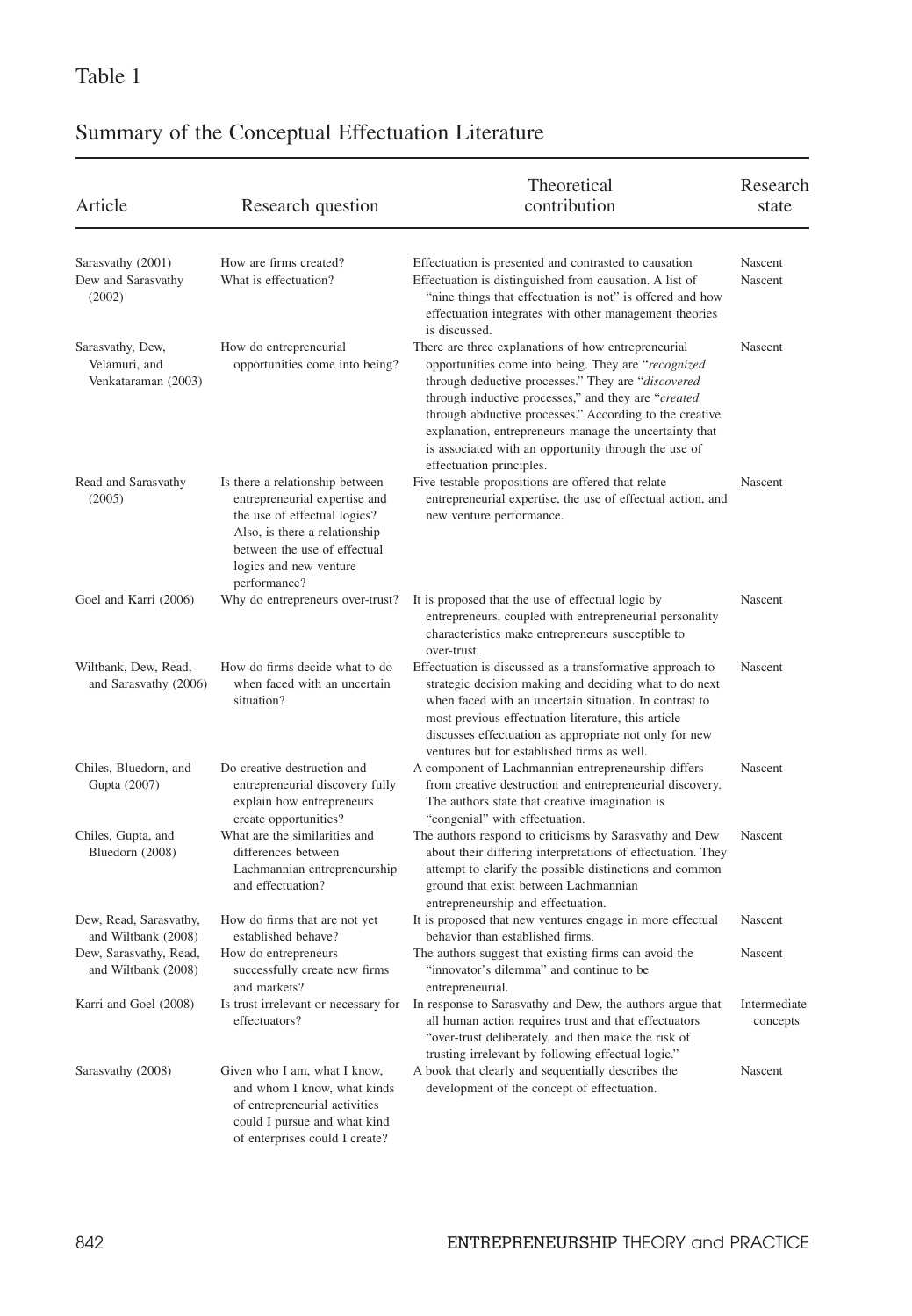Table 1

Summary of the Conceptual Effectuation Literature

| Article | Research question | Theoretical contribution | Research state |
|---|---|---|---|
| Sarasvathy (2001) | How are firms created? | Effectuation is presented and contrasted to causation | Nascent |
| Dew and Sarasvathy (2002) | What is effectuation? | Effectuation is distinguished from causation. A list of "nine things that effectuation is not" is offered and how effectuation integrates with other management theories is discussed. | Nascent |
| Sarasvathy, Dew, Velamuri, and Venkataraman (2003) | How do entrepreneurial opportunities come into being? | There are three explanations of how entrepreneurial opportunities come into being. They are "*recognized* through deductive processes." They are "*discovered* through inductive processes," and they are "*created* through abductive processes." According to the creative explanation, entrepreneurs manage the uncertainty that is associated with an opportunity through the use of effectuation principles. | Nascent |
| Read and Sarasvathy (2005) | Is there a relationship between entrepreneurial expertise and the use of effectual logics? Also, is there a relationship between the use of effectual logics and new venture performance? | Five testable propositions are offered that relate entrepreneurial expertise, the use of effectual action, and new venture performance. | Nascent |
| Goel and Karri (2006) | Why do entrepreneurs over-trust? | It is proposed that the use of effectual logic by entrepreneurs, coupled with entrepreneurial personality characteristics make entrepreneurs susceptible to over-trust. | Nascent |
| Wiltbank, Dew, Read, and Sarasvathy (2006) | How do firms decide what to do when faced with an uncertain situation? | Effectuation is discussed as a transformative approach to strategic decision making and deciding what to do next when faced with an uncertain situation. In contrast to most previous effectuation literature, this article discusses effectuation as appropriate not only for new ventures but for established firms as well. | Nascent |
| Chiles, Bluedorn, and Gupta (2007) | Do creative destruction and entrepreneurial discovery fully explain how entrepreneurs create opportunities? | A component of Lachmannian entrepreneurship differs from creative destruction and entrepreneurial discovery. The authors state that creative imagination is "congenial" with effectuation. | Nascent |
| Chiles, Gupta, and Bluedorn (2008) | What are the similarities and differences between Lachmannian entrepreneurship and effectuation? | The authors respond to criticisms by Sarasvathy and Dew about their differing interpretations of effectuation. They attempt to clarify the possible distinctions and common ground that exist between Lachmannian entrepreneurship and effectuation. | Nascent |
| Dew, Read, Sarasvathy, and Wiltbank (2008) | How do firms that are not yet established behave? | It is proposed that new ventures engage in more effectual behavior than established firms. | Nascent |
| Dew, Sarasvathy, Read, and Wiltbank (2008) | How do entrepreneurs successfully create new firms and markets? | The authors suggest that existing firms can avoid the "innovator's dilemma" and continue to be entrepreneurial. | Nascent |
| Karri and Goel (2008) | Is trust irrelevant or necessary for effectuators? | In response to Sarasvathy and Dew, the authors argue that all human action requires trust and that effectuators "over-trust deliberately, and then make the risk of trusting irrelevant by following effectual logic." | Intermediate concepts |
| Sarasvathy (2008) | Given who I am, what I know, and whom I know, what kinds of entrepreneurial activities could I pursue and what kind of enterprises could I create? | A book that clearly and sequentially describes the development of the concept of effectuation. | Nascent |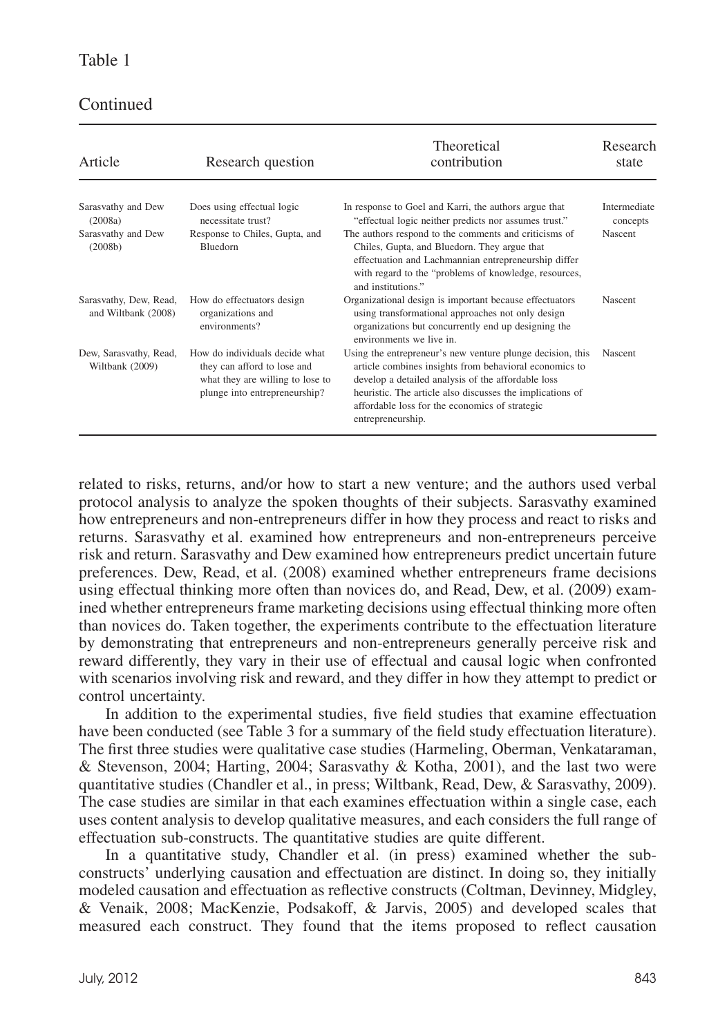Table 1

Continued

| Article | Research question | Theoretical contribution | Research state |
|---|---|---|---|
| Sarasvathy and Dew (2008a) | Does using effectual logic necessitate trust? | In response to Goel and Karri, the authors argue that "effectual logic neither predicts nor assumes trust." | Intermediate concepts |
| Sarasvathy and Dew (2008b) | Response to Chiles, Gupta, and Bluedorn | The authors respond to the comments and criticisms of Chiles, Gupta, and Bluedorn. They argue that effectuation and Lachmannian entrepreneurship differ with regard to the "problems of knowledge, resources, and institutions." | Nascent |
| Sarasvathy, Dew, Read, and Wiltbank (2008) | How do effectuators design organizations and environments? | Organizational design is important because effectuators using transformational approaches not only design organizations but concurrently end up designing the environments we live in. | Nascent |
| Dew, Sarasvathy, Read, Wiltbank (2009) | How do individuals decide what they can afford to lose and what they are willing to lose to plunge into entrepreneurship? | Using the entrepreneur's new venture plunge decision, this article combines insights from behavioral economics to develop a detailed analysis of the affordable loss heuristic. The article also discusses the implications of affordable loss for the economics of strategic entrepreneurship. | Nascent |

related to risks, returns, and/or how to start a new venture; and the authors used verbal protocol analysis to analyze the spoken thoughts of their subjects. Sarasvathy examined how entrepreneurs and non-entrepreneurs differ in how they process and react to risks and returns. Sarasvathy et al. examined how entrepreneurs and non-entrepreneurs perceive risk and return. Sarasvathy and Dew examined how entrepreneurs predict uncertain future preferences. Dew, Read, et al. (2008) examined whether entrepreneurs frame decisions using effectual thinking more often than novices do, and Read, Dew, et al. (2009) examined whether entrepreneurs frame marketing decisions using effectual thinking more often than novices do. Taken together, the experiments contribute to the effectuation literature by demonstrating that entrepreneurs and non-entrepreneurs generally perceive risk and reward differently, they vary in their use of effectual and causal logic when confronted with scenarios involving risk and reward, and they differ in how they attempt to predict or control uncertainty.

In addition to the experimental studies, five field studies that examine effectuation have been conducted (see Table 3 for a summary of the field study effectuation literature). The first three studies were qualitative case studies (Harmeling, Oberman, Venkataraman, & Stevenson, 2004; Harting, 2004; Sarasvathy & Kotha, 2001), and the last two were quantitative studies (Chandler et al., in press; Wiltbank, Read, Dew, & Sarasvathy, 2009). The case studies are similar in that each examines effectuation within a single case, each uses content analysis to develop qualitative measures, and each considers the full range of effectuation sub-constructs. The quantitative studies are quite different.

In a quantitative study, Chandler et al. (in press) examined whether the sub-constructs' underlying causation and effectuation are distinct. In doing so, they initially modeled causation and effectuation as reflective constructs (Coltman, Devinney, Midgley, & Venaik, 2008; MacKenzie, Podsakoff, & Jarvis, 2005) and developed scales that measured each construct. They found that the items proposed to reflect causation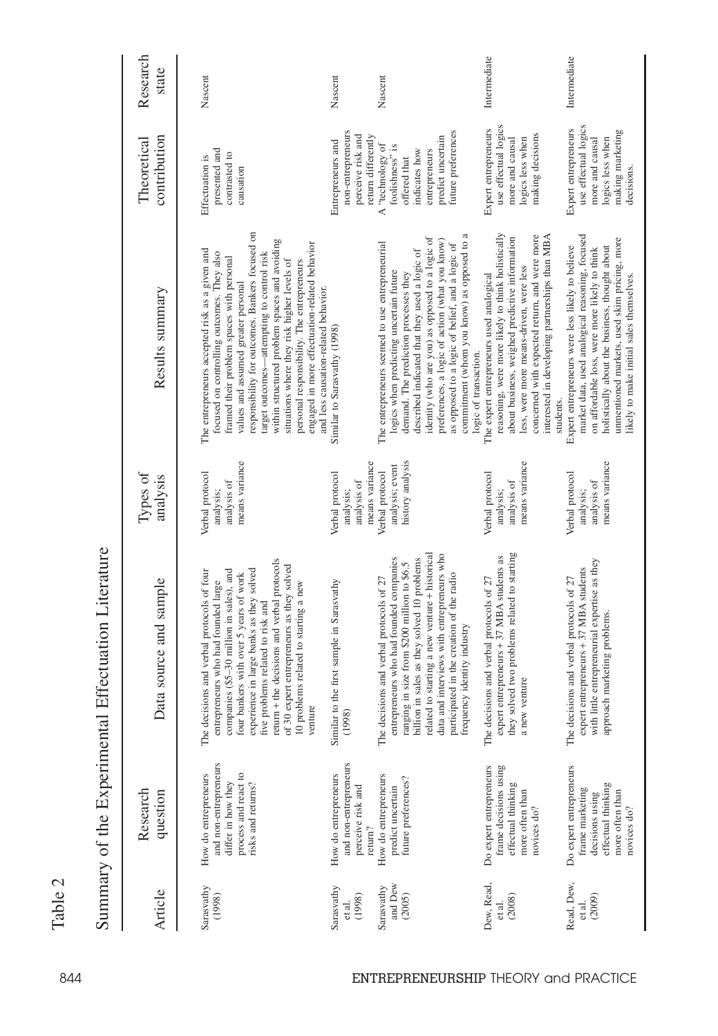Table 2

Summary of the Experimental Effectuation Literature

| Article | Research question | Data source and sample | Types of analysis | Results summary | Theoretical contribution | Research state |
|---|---|---|---|---|---|---|
| Sarasvathy (1998) | How do entrepreneurs and non-entrepreneurs differ in how they process and react to risks and returns? | The decisions and verbal protocols of four entrepreneurs who had founded large companies ($5–30 million in sales), and four bankers with over 5 years of work experience in large banks as they solved five problems related to risk and return + the decisions and verbal protocols of 30 expert entrepreneurs as they solved 10 problems related to starting a new venture | Verbal protocol analysis; analysis of means variance | The entrepreneurs accepted risk as a given and focused on controlling outcomes. They also framed their problem spaces with personal values and assumed greater personal responsibility for outcomes. Bankers focused on target outcomes—attempting to control risk within structured problem spaces and avoiding situations where they risk higher levels of personal responsibility. The entrepreneurs engaged in more effectuation-related behavior and less causation-related behavior. | Effectuation is presented and contrasted to causation | Nascent |
| Sarasvathy et al. (1998) | How do entrepreneurs and non-entrepreneurs perceive risk and return? | Similar to the first sample in Sarasvathy (1998) | Verbal protocol analysis; analysis of means variance | Similar to Sarasvathy (1998) | Entrepreneurs and non-entrepreneurs perceive risk and return differently | Nascent |
| Sarasvathy and Dew (2005) | How do entrepreneurs predict uncertain future preferences? | The decisions and verbal protocols of 27 entrepreneurs who had founded companies ranging in size from $200 million to $6.5 billion in sales as they solved 10 problems related to starting a new venture + historical data and interviews with entrepreneurs who participated in the creation of the radio frequency identity industry | Verbal protocol analysis; event history analysis | The entrepreneurs seemed to use entrepreneurial logics when predicting uncertain future demand. The prediction processes they described indicated that they used a logic of identity (who are you) as opposed to a logic of preferences, a logic of action (what you know) as opposed to a logic of belief, and a logic of commitment (whom you know) as opposed to a logic of transaction. | A "technology of foolishness" is offered that indicates how entrepreneurs predict uncertain future preferences | Nascent |
| Dew, Read, et al. (2008) | Do expert entrepreneurs frame decisions using effectual thinking more often than novices do? | The decisions and verbal protocols of 27 expert entrepreneurs + 37 MBA students as they solved two problems related to starting a new venture | Verbal protocol analysis; analysis of means variance | The expert entrepreneurs used analogical reasoning, were more likely to think holistically about business, weighed predictive information less, were more means-driven, were less concerned with expected return, and were more interested in developing partnerships than MBA students. | Expert entrepreneurs use effectual logics more and causal logics less when making decisions | Intermediate |
| Read, Dew, et al. (2009) | Do expert entrepreneurs frame marketing decisions using effectual thinking more often than novices do? | The decisions and verbal protocols of 27 expert entrepreneurs + 37 MBA students with little entrepreneurial expertise as they approach marketing problems. | Verbal protocol analysis; analysis of means variance | Expert entrepreneurs were less likely to believe market data, used analogical reasoning, focused on affordable loss, were more likely to think holistically about the business, thought about unmentioned markets, used skim pricing, more likely to make initial sales themselves. | Expert entrepreneurs use effectual logics more and causal logics less when making marketing decisions. | Intermediate |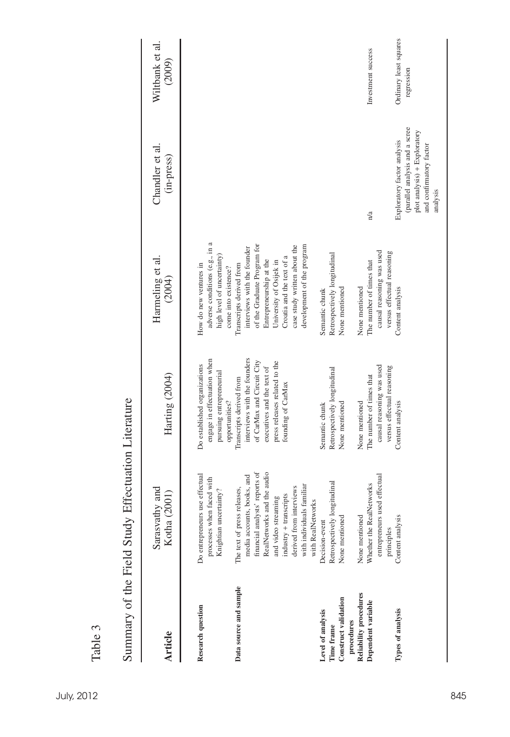Table 3

Summary of the Field Study Effectuation Literature

| Article | Sarasvathy and Kotha (2001) | Harting (2004) | Harmeling et al. (2004) | Chandler et al. (in-press) | Wiltbank et al. (2009) |
|---|---|---|---|---|---|
| **Research question** | Do entrepreneurs use effectual processes when faced with Knightian uncertainty? | Do established organizations engage in effectuation when pursuing entrepreneurial opportunities? | How do new ventures in adverse conditions (e.g., in a high level of uncertainty) come into existence? | | |
| **Data source and sample** | The text of press releases, media accounts, books, and financial analysts' reports of RealNetworks and the audio and video streaming industry + transcripts derived from interviews with individuals familiar with RealNetworks | Transcripts derived from interviews with the founders of CarMax and Circuit City executives and the text of press releases related to the founding of CarMax | Transcripts derived from interviews with the founder of the Graduate Program for Entrepreneurship at the University of Osijek in Croatia and the text of a case study written about the development of the program | | |
| **Level of analysis** | Decision-event | Semantic chunk | Semantic chunk | | |
| **Time frame** | Retrospectively longitudinal | Retrospectively longitudinal | Retrospectively longitudinal | | |
| **Construct validation procedures** | None mentioned | None mentioned | None mentioned | | |
| **Reliability procedures** | None mentioned | None mentioned | None mentioned | | |
| **Dependent variable** | Whether the RealNetworks entrepreneurs used effectual principles | The number of times that causal reasoning was used versus effectual reasoning | The number of times that causal reasoning was used versus effectual reasoning | n/a | Investment success |
| **Types of analysis** | Content analysis | Content analysis | Content analysis | Exploratory factor analysis (parallel analysis and a scree plot analysis) + Exploratory and confirmatory factor analysis | Ordinary least squares regression |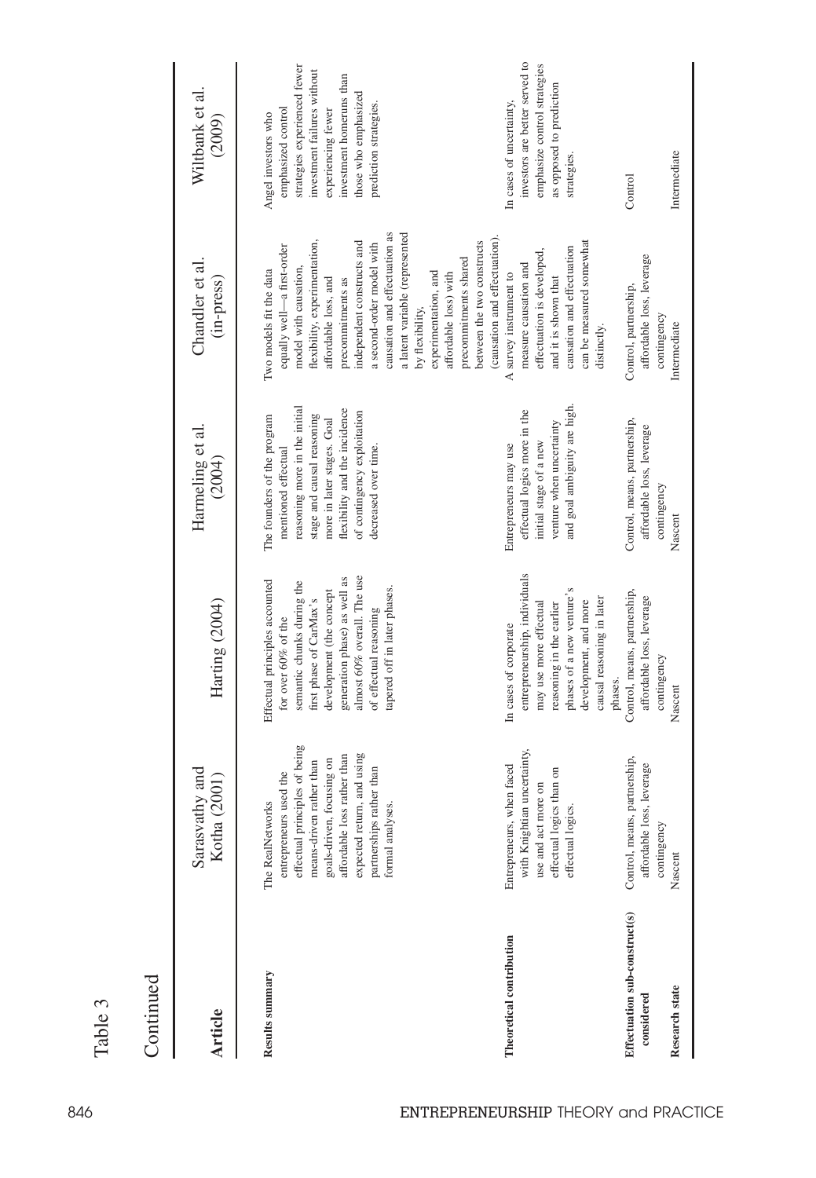Table 3

Continued

| Article | Sarasvathy and Kotha (2001) | Harting (2004) | Harmeling et al. (2004) | Chandler et al. (in-press) | Wiltbank et al. (2009) |
|---|---|---|---|---|---|
| **Results summary** | The RealNetworks entrepreneurs used the effectual principles of being means-driven rather than goals-driven, focusing on affordable loss rather than expected return, and using partnerships rather than formal analyses. | Effectual principles accounted for over 60% of the semantic chunks during the first phase of CarMax's development (the concept generation phase) as well as almost 60% overall. The use of effectual reasoning tapered off in later phases. | The founders of the program mentioned effectual reasoning more in the initial stage and causal reasoning more in later stages. Goal flexibility and the incidence of contingency exploitation decreased over time. | Two models fit the data equally well—a first-order model with causation, flexibility, experimentation, affordable loss, and precommitments as independent constructs and a second-order model with causation and effectuation as a latent variable (represented by flexibility, experimentation, and affordable loss) with precommitments shared between the two constructs (causation and effectuation). | Angel investors who emphasized control strategies experienced fewer investment failures without experiencing fewer investment homeruns than those who emphasized prediction strategies. |
| **Theoretical contribution** | Entrepreneurs, when faced with Knightian uncertainty, use and act more on effectual logics than on effectual logics. | In cases of corporate entrepreneurship, individuals may use more effectual reasoning in the earlier phases of a new venture's development, and more causal reasoning in later phases. | Entrepreneurs may use effectual logics more in the initial stage of a new venture when uncertainty and goal ambiguity are high. | A survey instrument to measure causation and effectuation is developed, and it is shown that causation and effectuation can be measured somewhat distinctly. | In cases of uncertainty, investors are better served to emphasize control strategies as opposed to prediction strategies. |
| **Effectuation sub-construct(s) considered** | Control, means, partnership, affordable loss, leverage contingency | Control, means, partnership, affordable loss, leverage contingency | Control, means, partnership, affordable loss, leverage contingency | Control, partnership, affordable loss, leverage contingency | Control |
| **Research state** | Nascent | Nascent | Nascent | Intermediate | Intermediate |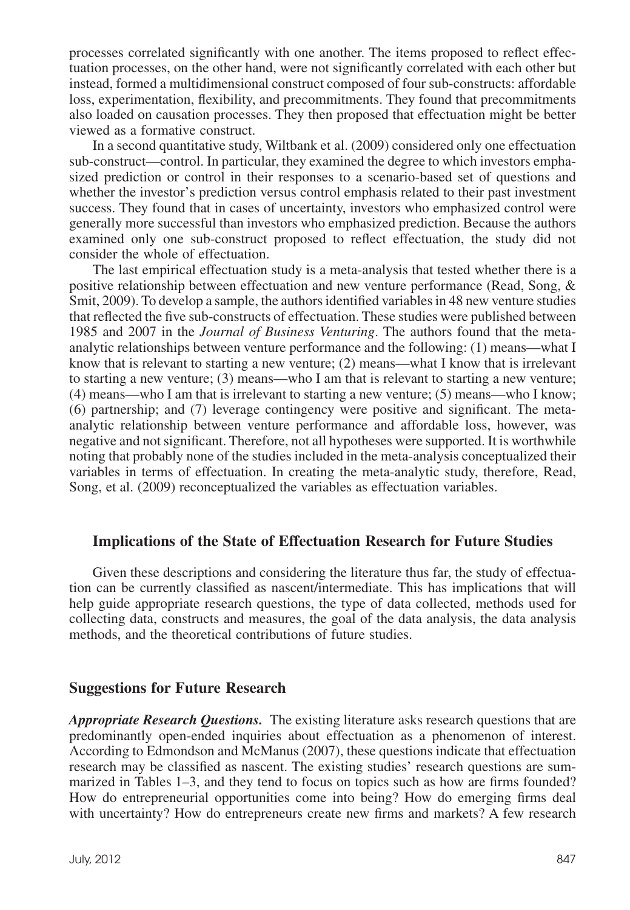processes correlated significantly with one another. The items proposed to reflect effectuation processes, on the other hand, were not significantly correlated with each other but instead, formed a multidimensional construct composed of four sub-constructs: affordable loss, experimentation, flexibility, and precommitments. They found that precommitments also loaded on causation processes. They then proposed that effectuation might be better viewed as a formative construct.

In a second quantitative study, Wiltbank et al. (2009) considered only one effectuation sub-construct—control. In particular, they examined the degree to which investors emphasized prediction or control in their responses to a scenario-based set of questions and whether the investor's prediction versus control emphasis related to their past investment success. They found that in cases of uncertainty, investors who emphasized control were generally more successful than investors who emphasized prediction. Because the authors examined only one sub-construct proposed to reflect effectuation, the study did not consider the whole of effectuation.

The last empirical effectuation study is a meta-analysis that tested whether there is a positive relationship between effectuation and new venture performance (Read, Song, & Smit, 2009). To develop a sample, the authors identified variables in 48 new venture studies that reflected the five sub-constructs of effectuation. These studies were published between 1985 and 2007 in the *Journal of Business Venturing*. The authors found that the meta-analytic relationships between venture performance and the following: (1) means—what I know that is relevant to starting a new venture; (2) means—what I know that is irrelevant to starting a new venture; (3) means—who I am that is relevant to starting a new venture; (4) means—who I am that is irrelevant to starting a new venture; (5) means—who I know; (6) partnership; and (7) leverage contingency were positive and significant. The meta-analytic relationship between venture performance and affordable loss, however, was negative and not significant. Therefore, not all hypotheses were supported. It is worthwhile noting that probably none of the studies included in the meta-analysis conceptualized their variables in terms of effectuation. In creating the meta-analytic study, therefore, Read, Song, et al. (2009) reconceptualized the variables as effectuation variables.

## Implications of the State of Effectuation Research for Future Studies

Given these descriptions and considering the literature thus far, the study of effectuation can be currently classified as nascent/intermediate. This has implications that will help guide appropriate research questions, the type of data collected, methods used for collecting data, constructs and measures, the goal of the data analysis, the data analysis methods, and the theoretical contributions of future studies.

## Suggestions for Future Research

***Appropriate Research Questions.*** The existing literature asks research questions that are predominantly open-ended inquiries about effectuation as a phenomenon of interest. According to Edmondson and McManus (2007), these questions indicate that effectuation research may be classified as nascent. The existing studies' research questions are summarized in Tables 1–3, and they tend to focus on topics such as how are firms founded? How do entrepreneurial opportunities come into being? How do emerging firms deal with uncertainty? How do entrepreneurs create new firms and markets? A few research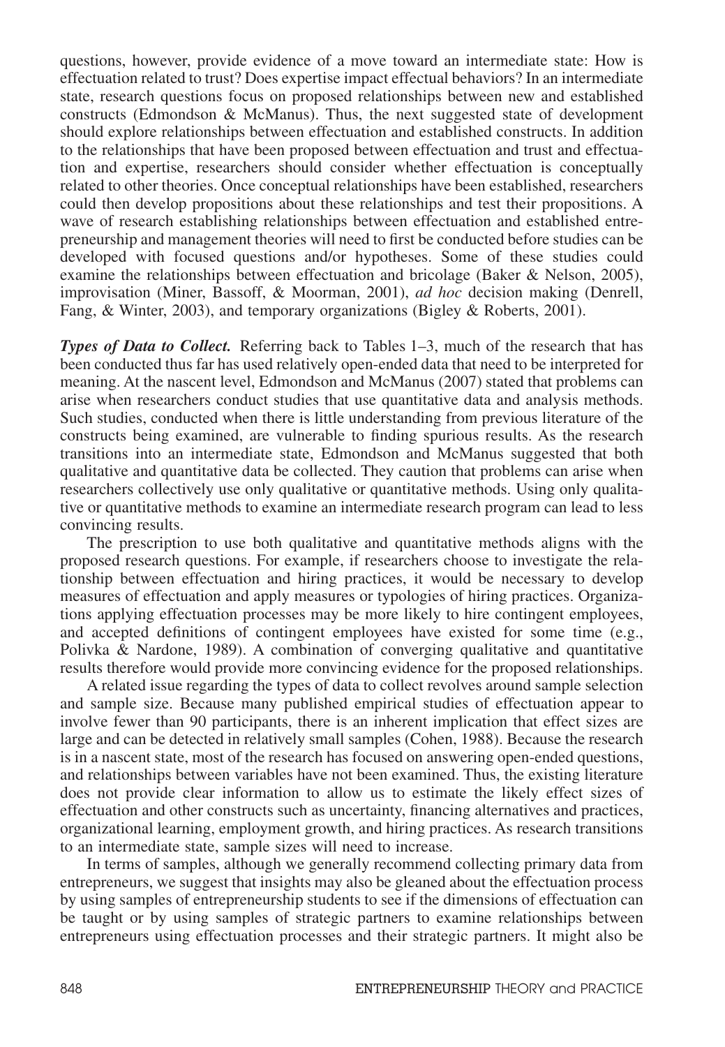questions, however, provide evidence of a move toward an intermediate state: How is effectuation related to trust? Does expertise impact effectual behaviors? In an intermediate state, research questions focus on proposed relationships between new and established constructs (Edmondson & McManus). Thus, the next suggested state of development should explore relationships between effectuation and established constructs. In addition to the relationships that have been proposed between effectuation and trust and effectuation and expertise, researchers should consider whether effectuation is conceptually related to other theories. Once conceptual relationships have been established, researchers could then develop propositions about these relationships and test their propositions. A wave of research establishing relationships between effectuation and established entrepreneurship and management theories will need to first be conducted before studies can be developed with focused questions and/or hypotheses. Some of these studies could examine the relationships between effectuation and bricolage (Baker & Nelson, 2005), improvisation (Miner, Bassoff, & Moorman, 2001), *ad hoc* decision making (Denrell, Fang, & Winter, 2003), and temporary organizations (Bigley & Roberts, 2001).

***Types of Data to Collect.*** Referring back to Tables 1–3, much of the research that has been conducted thus far has used relatively open-ended data that need to be interpreted for meaning. At the nascent level, Edmondson and McManus (2007) stated that problems can arise when researchers conduct studies that use quantitative data and analysis methods. Such studies, conducted when there is little understanding from previous literature of the constructs being examined, are vulnerable to finding spurious results. As the research transitions into an intermediate state, Edmondson and McManus suggested that both qualitative and quantitative data be collected. They caution that problems can arise when researchers collectively use only qualitative or quantitative methods. Using only qualitative or quantitative methods to examine an intermediate research program can lead to less convincing results.

The prescription to use both qualitative and quantitative methods aligns with the proposed research questions. For example, if researchers choose to investigate the relationship between effectuation and hiring practices, it would be necessary to develop measures of effectuation and apply measures or typologies of hiring practices. Organizations applying effectuation processes may be more likely to hire contingent employees, and accepted definitions of contingent employees have existed for some time (e.g., Polivka & Nardone, 1989). A combination of converging qualitative and quantitative results therefore would provide more convincing evidence for the proposed relationships.

A related issue regarding the types of data to collect revolves around sample selection and sample size. Because many published empirical studies of effectuation appear to involve fewer than 90 participants, there is an inherent implication that effect sizes are large and can be detected in relatively small samples (Cohen, 1988). Because the research is in a nascent state, most of the research has focused on answering open-ended questions, and relationships between variables have not been examined. Thus, the existing literature does not provide clear information to allow us to estimate the likely effect sizes of effectuation and other constructs such as uncertainty, financing alternatives and practices, organizational learning, employment growth, and hiring practices. As research transitions to an intermediate state, sample sizes will need to increase.

In terms of samples, although we generally recommend collecting primary data from entrepreneurs, we suggest that insights may also be gleaned about the effectuation process by using samples of entrepreneurship students to see if the dimensions of effectuation can be taught or by using samples of strategic partners to examine relationships between entrepreneurs using effectuation processes and their strategic partners. It might also be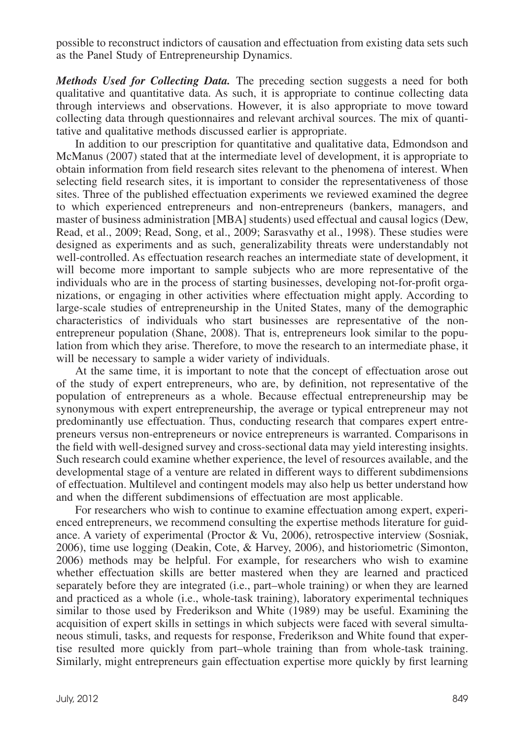possible to reconstruct indictors of causation and effectuation from existing data sets such as the Panel Study of Entrepreneurship Dynamics.

***Methods Used for Collecting Data.*** The preceding section suggests a need for both qualitative and quantitative data. As such, it is appropriate to continue collecting data through interviews and observations. However, it is also appropriate to move toward collecting data through questionnaires and relevant archival sources. The mix of quantitative and qualitative methods discussed earlier is appropriate.

In addition to our prescription for quantitative and qualitative data, Edmondson and McManus (2007) stated that at the intermediate level of development, it is appropriate to obtain information from field research sites relevant to the phenomena of interest. When selecting field research sites, it is important to consider the representativeness of those sites. Three of the published effectuation experiments we reviewed examined the degree to which experienced entrepreneurs and non-entrepreneurs (bankers, managers, and master of business administration [MBA] students) used effectual and causal logics (Dew, Read, et al., 2009; Read, Song, et al., 2009; Sarasvathy et al., 1998). These studies were designed as experiments and as such, generalizability threats were understandably not well-controlled. As effectuation research reaches an intermediate state of development, it will become more important to sample subjects who are more representative of the individuals who are in the process of starting businesses, developing not-for-profit organizations, or engaging in other activities where effectuation might apply. According to large-scale studies of entrepreneurship in the United States, many of the demographic characteristics of individuals who start businesses are representative of the non-entrepreneur population (Shane, 2008). That is, entrepreneurs look similar to the population from which they arise. Therefore, to move the research to an intermediate phase, it will be necessary to sample a wider variety of individuals.

At the same time, it is important to note that the concept of effectuation arose out of the study of expert entrepreneurs, who are, by definition, not representative of the population of entrepreneurs as a whole. Because effectual entrepreneurship may be synonymous with expert entrepreneurship, the average or typical entrepreneur may not predominantly use effectuation. Thus, conducting research that compares expert entrepreneurs versus non-entrepreneurs or novice entrepreneurs is warranted. Comparisons in the field with well-designed survey and cross-sectional data may yield interesting insights. Such research could examine whether experience, the level of resources available, and the developmental stage of a venture are related in different ways to different subdimensions of effectuation. Multilevel and contingent models may also help us better understand how and when the different subdimensions of effectuation are most applicable.

For researchers who wish to continue to examine effectuation among expert, experienced entrepreneurs, we recommend consulting the expertise methods literature for guidance. A variety of experimental (Proctor & Vu, 2006), retrospective interview (Sosniak, 2006), time use logging (Deakin, Cote, & Harvey, 2006), and historiometric (Simonton, 2006) methods may be helpful. For example, for researchers who wish to examine whether effectuation skills are better mastered when they are learned and practiced separately before they are integrated (i.e., part–whole training) or when they are learned and practiced as a whole (i.e., whole-task training), laboratory experimental techniques similar to those used by Frederikson and White (1989) may be useful. Examining the acquisition of expert skills in settings in which subjects were faced with several simultaneous stimuli, tasks, and requests for response, Frederikson and White found that expertise resulted more quickly from part–whole training than from whole-task training. Similarly, might entrepreneurs gain effectuation expertise more quickly by first learning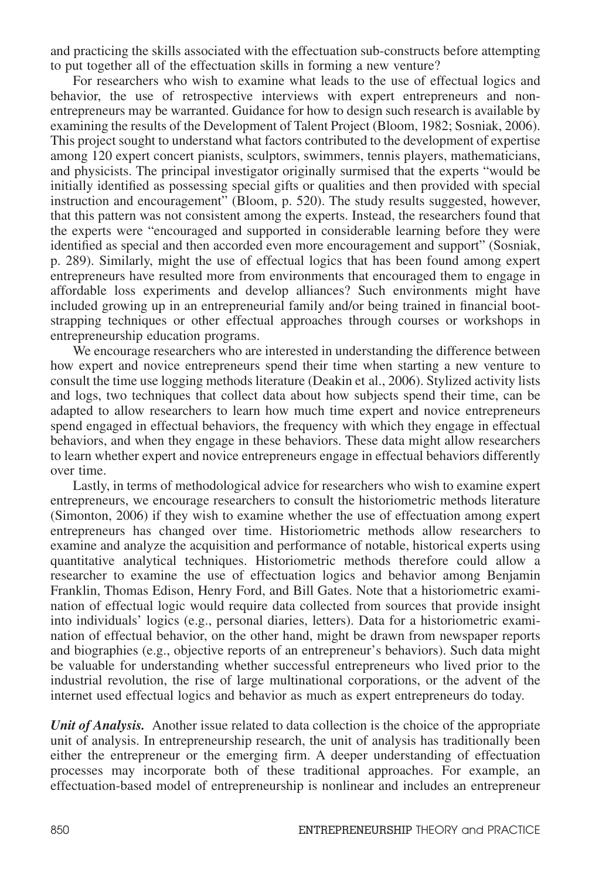and practicing the skills associated with the effectuation sub-constructs before attempting to put together all of the effectuation skills in forming a new venture?

For researchers who wish to examine what leads to the use of effectual logics and behavior, the use of retrospective interviews with expert entrepreneurs and non-entrepreneurs may be warranted. Guidance for how to design such research is available by examining the results of the Development of Talent Project (Bloom, 1982; Sosniak, 2006). This project sought to understand what factors contributed to the development of expertise among 120 expert concert pianists, sculptors, swimmers, tennis players, mathematicians, and physicists. The principal investigator originally surmised that the experts "would be initially identified as possessing special gifts or qualities and then provided with special instruction and encouragement" (Bloom, p. 520). The study results suggested, however, that this pattern was not consistent among the experts. Instead, the researchers found that the experts were "encouraged and supported in considerable learning before they were identified as special and then accorded even more encouragement and support" (Sosniak, p. 289). Similarly, might the use of effectual logics that has been found among expert entrepreneurs have resulted more from environments that encouraged them to engage in affordable loss experiments and develop alliances? Such environments might have included growing up in an entrepreneurial family and/or being trained in financial bootstrapping techniques or other effectual approaches through courses or workshops in entrepreneurship education programs.

We encourage researchers who are interested in understanding the difference between how expert and novice entrepreneurs spend their time when starting a new venture to consult the time use logging methods literature (Deakin et al., 2006). Stylized activity lists and logs, two techniques that collect data about how subjects spend their time, can be adapted to allow researchers to learn how much time expert and novice entrepreneurs spend engaged in effectual behaviors, the frequency with which they engage in effectual behaviors, and when they engage in these behaviors. These data might allow researchers to learn whether expert and novice entrepreneurs engage in effectual behaviors differently over time.

Lastly, in terms of methodological advice for researchers who wish to examine expert entrepreneurs, we encourage researchers to consult the historiometric methods literature (Simonton, 2006) if they wish to examine whether the use of effectuation among expert entrepreneurs has changed over time. Historiometric methods allow researchers to examine and analyze the acquisition and performance of notable, historical experts using quantitative analytical techniques. Historiometric methods therefore could allow a researcher to examine the use of effectuation logics and behavior among Benjamin Franklin, Thomas Edison, Henry Ford, and Bill Gates. Note that a historiometric examination of effectual logic would require data collected from sources that provide insight into individuals' logics (e.g., personal diaries, letters). Data for a historiometric examination of effectual behavior, on the other hand, might be drawn from newspaper reports and biographies (e.g., objective reports of an entrepreneur's behaviors). Such data might be valuable for understanding whether successful entrepreneurs who lived prior to the industrial revolution, the rise of large multinational corporations, or the advent of the internet used effectual logics and behavior as much as expert entrepreneurs do today.

***Unit of Analysis.*** Another issue related to data collection is the choice of the appropriate unit of analysis. In entrepreneurship research, the unit of analysis has traditionally been either the entrepreneur or the emerging firm. A deeper understanding of effectuation processes may incorporate both of these traditional approaches. For example, an effectuation-based model of entrepreneurship is nonlinear and includes an entrepreneur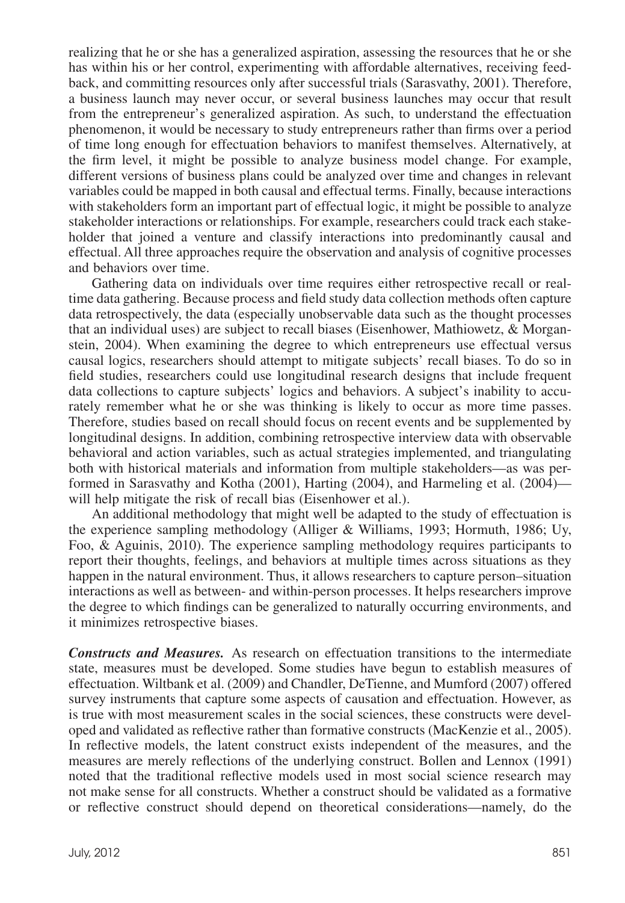realizing that he or she has a generalized aspiration, assessing the resources that he or she has within his or her control, experimenting with affordable alternatives, receiving feedback, and committing resources only after successful trials (Sarasvathy, 2001). Therefore, a business launch may never occur, or several business launches may occur that result from the entrepreneur's generalized aspiration. As such, to understand the effectuation phenomenon, it would be necessary to study entrepreneurs rather than firms over a period of time long enough for effectuation behaviors to manifest themselves. Alternatively, at the firm level, it might be possible to analyze business model change. For example, different versions of business plans could be analyzed over time and changes in relevant variables could be mapped in both causal and effectual terms. Finally, because interactions with stakeholders form an important part of effectual logic, it might be possible to analyze stakeholder interactions or relationships. For example, researchers could track each stakeholder that joined a venture and classify interactions into predominantly causal and effectual. All three approaches require the observation and analysis of cognitive processes and behaviors over time.

Gathering data on individuals over time requires either retrospective recall or real-time data gathering. Because process and field study data collection methods often capture data retrospectively, the data (especially unobservable data such as the thought processes that an individual uses) are subject to recall biases (Eisenhower, Mathiowetz, & Morganstein, 2004). When examining the degree to which entrepreneurs use effectual versus causal logics, researchers should attempt to mitigate subjects' recall biases. To do so in field studies, researchers could use longitudinal research designs that include frequent data collections to capture subjects' logics and behaviors. A subject's inability to accurately remember what he or she was thinking is likely to occur as more time passes. Therefore, studies based on recall should focus on recent events and be supplemented by longitudinal designs. In addition, combining retrospective interview data with observable behavioral and action variables, such as actual strategies implemented, and triangulating both with historical materials and information from multiple stakeholders—as was performed in Sarasvathy and Kotha (2001), Harting (2004), and Harmeling et al. (2004)—will help mitigate the risk of recall bias (Eisenhower et al.).

An additional methodology that might well be adapted to the study of effectuation is the experience sampling methodology (Alliger & Williams, 1993; Hormuth, 1986; Uy, Foo, & Aguinis, 2010). The experience sampling methodology requires participants to report their thoughts, feelings, and behaviors at multiple times across situations as they happen in the natural environment. Thus, it allows researchers to capture person–situation interactions as well as between- and within-person processes. It helps researchers improve the degree to which findings can be generalized to naturally occurring environments, and it minimizes retrospective biases.

***Constructs and Measures.*** As research on effectuation transitions to the intermediate state, measures must be developed. Some studies have begun to establish measures of effectuation. Wiltbank et al. (2009) and Chandler, DeTienne, and Mumford (2007) offered survey instruments that capture some aspects of causation and effectuation. However, as is true with most measurement scales in the social sciences, these constructs were developed and validated as reflective rather than formative constructs (MacKenzie et al., 2005). In reflective models, the latent construct exists independent of the measures, and the measures are merely reflections of the underlying construct. Bollen and Lennox (1991) noted that the traditional reflective models used in most social science research may not make sense for all constructs. Whether a construct should be validated as a formative or reflective construct should depend on theoretical considerations—namely, do the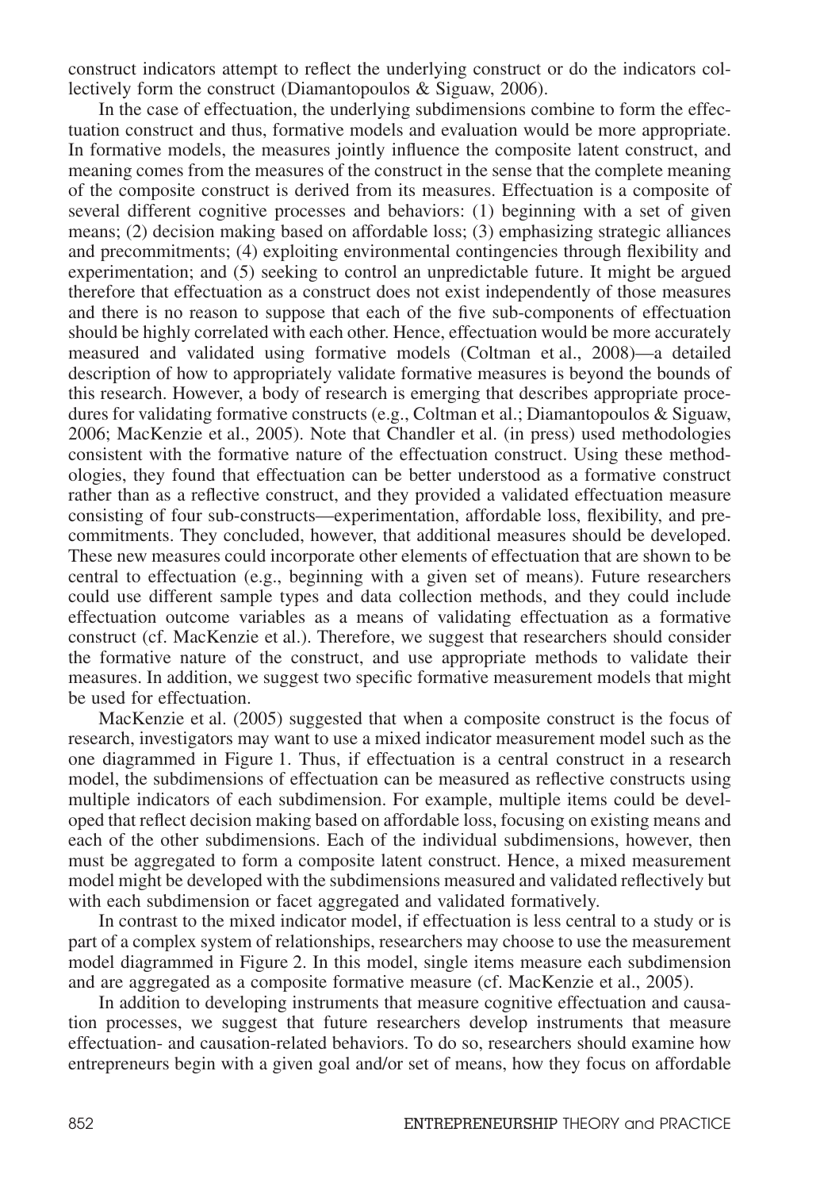construct indicators attempt to reflect the underlying construct or do the indicators collectively form the construct (Diamantopoulos & Siguaw, 2006).

In the case of effectuation, the underlying subdimensions combine to form the effectuation construct and thus, formative models and evaluation would be more appropriate. In formative models, the measures jointly influence the composite latent construct, and meaning comes from the measures of the construct in the sense that the complete meaning of the composite construct is derived from its measures. Effectuation is a composite of several different cognitive processes and behaviors: (1) beginning with a set of given means; (2) decision making based on affordable loss; (3) emphasizing strategic alliances and precommitments; (4) exploiting environmental contingencies through flexibility and experimentation; and (5) seeking to control an unpredictable future. It might be argued therefore that effectuation as a construct does not exist independently of those measures and there is no reason to suppose that each of the five sub-components of effectuation should be highly correlated with each other. Hence, effectuation would be more accurately measured and validated using formative models (Coltman et al., 2008)—a detailed description of how to appropriately validate formative measures is beyond the bounds of this research. However, a body of research is emerging that describes appropriate procedures for validating formative constructs (e.g., Coltman et al.; Diamantopoulos & Siguaw, 2006; MacKenzie et al., 2005). Note that Chandler et al. (in press) used methodologies consistent with the formative nature of the effectuation construct. Using these methodologies, they found that effectuation can be better understood as a formative construct rather than as a reflective construct, and they provided a validated effectuation measure consisting of four sub-constructs—experimentation, affordable loss, flexibility, and precommitments. They concluded, however, that additional measures should be developed. These new measures could incorporate other elements of effectuation that are shown to be central to effectuation (e.g., beginning with a given set of means). Future researchers could use different sample types and data collection methods, and they could include effectuation outcome variables as a means of validating effectuation as a formative construct (cf. MacKenzie et al.). Therefore, we suggest that researchers should consider the formative nature of the construct, and use appropriate methods to validate their measures. In addition, we suggest two specific formative measurement models that might be used for effectuation.

MacKenzie et al. (2005) suggested that when a composite construct is the focus of research, investigators may want to use a mixed indicator measurement model such as the one diagrammed in Figure 1. Thus, if effectuation is a central construct in a research model, the subdimensions of effectuation can be measured as reflective constructs using multiple indicators of each subdimension. For example, multiple items could be developed that reflect decision making based on affordable loss, focusing on existing means and each of the other subdimensions. Each of the individual subdimensions, however, then must be aggregated to form a composite latent construct. Hence, a mixed measurement model might be developed with the subdimensions measured and validated reflectively but with each subdimension or facet aggregated and validated formatively.

In contrast to the mixed indicator model, if effectuation is less central to a study or is part of a complex system of relationships, researchers may choose to use the measurement model diagrammed in Figure 2. In this model, single items measure each subdimension and are aggregated as a composite formative measure (cf. MacKenzie et al., 2005).

In addition to developing instruments that measure cognitive effectuation and causation processes, we suggest that future researchers develop instruments that measure effectuation- and causation-related behaviors. To do so, researchers should examine how entrepreneurs begin with a given goal and/or set of means, how they focus on affordable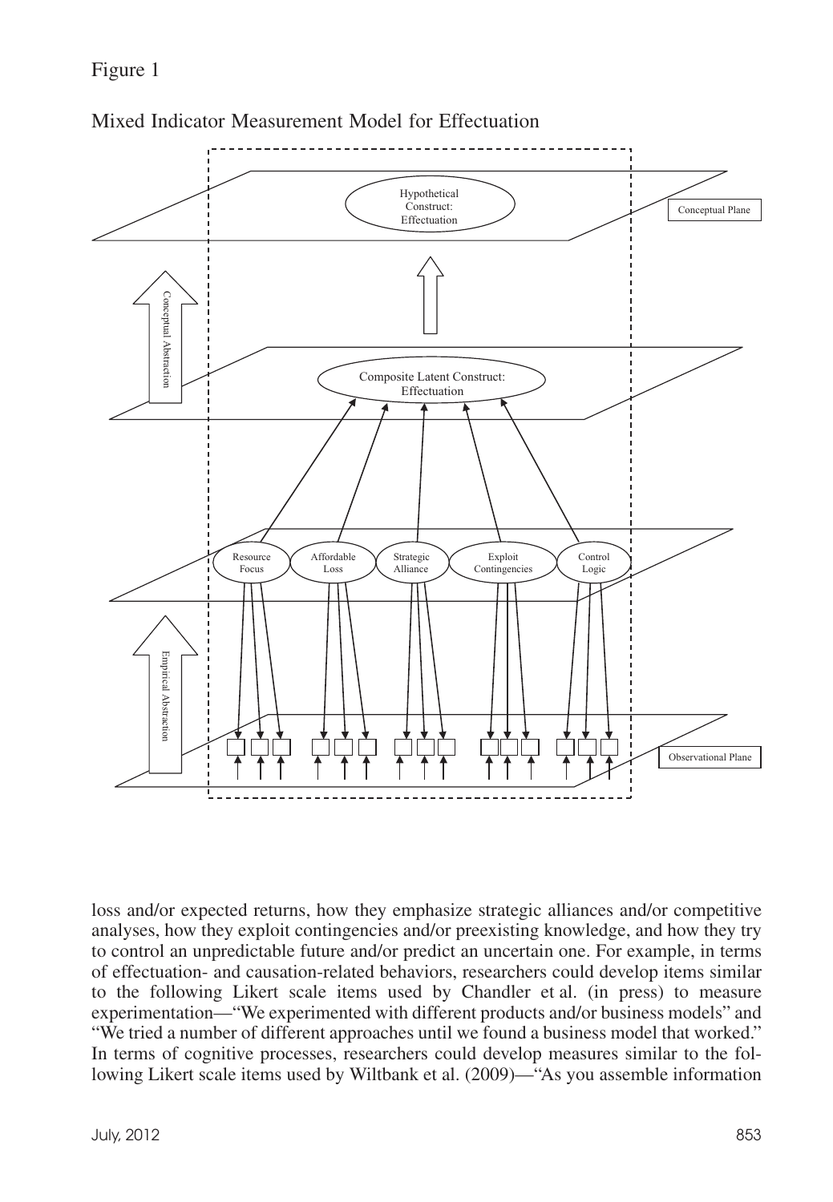Figure 1

Mixed Indicator Measurement Model for Effectuation

loss and/or expected returns, how they emphasize strategic alliances and/or competitive analyses, how they exploit contingencies and/or preexisting knowledge, and how they try to control an unpredictable future and/or predict an uncertain one. For example, in terms of effectuation- and causation-related behaviors, researchers could develop items similar to the following Likert scale items used by Chandler et al. (in press) to measure experimentation—"We experimented with different products and/or business models" and "We tried a number of different approaches until we found a business model that worked." In terms of cognitive processes, researchers could develop measures similar to the following Likert scale items used by Wiltbank et al. (2009)—"As you assemble information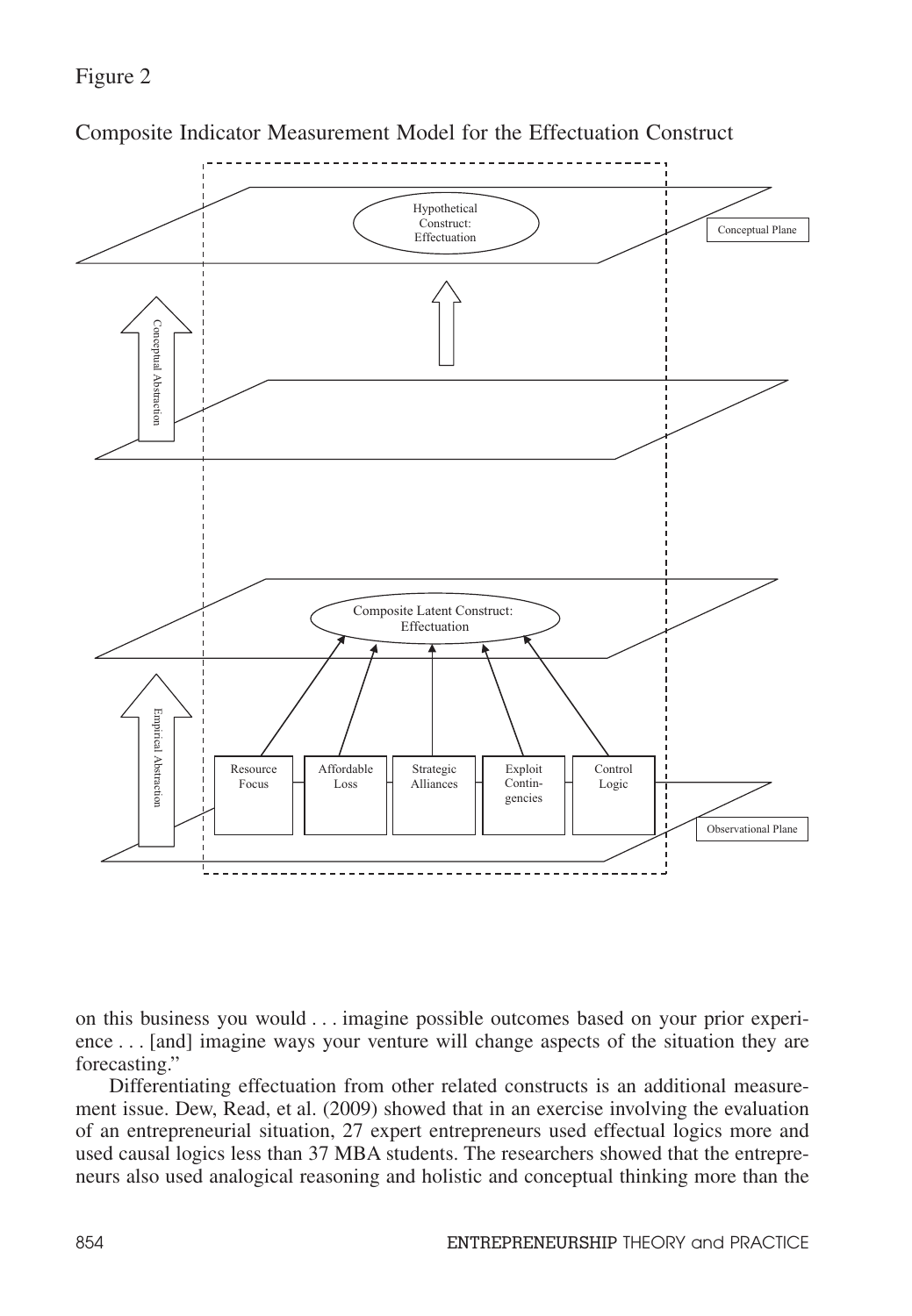Figure 2

Composite Indicator Measurement Model for the Effectuation Construct

on this business you would . . . imagine possible outcomes based on your prior experience . . . [and] imagine ways your venture will change aspects of the situation they are forecasting."

Differentiating effectuation from other related constructs is an additional measurement issue. Dew, Read, et al. (2009) showed that in an exercise involving the evaluation of an entrepreneurial situation, 27 expert entrepreneurs used effectual logics more and used causal logics less than 37 MBA students. The researchers showed that the entrepreneurs also used analogical reasoning and holistic and conceptual thinking more than the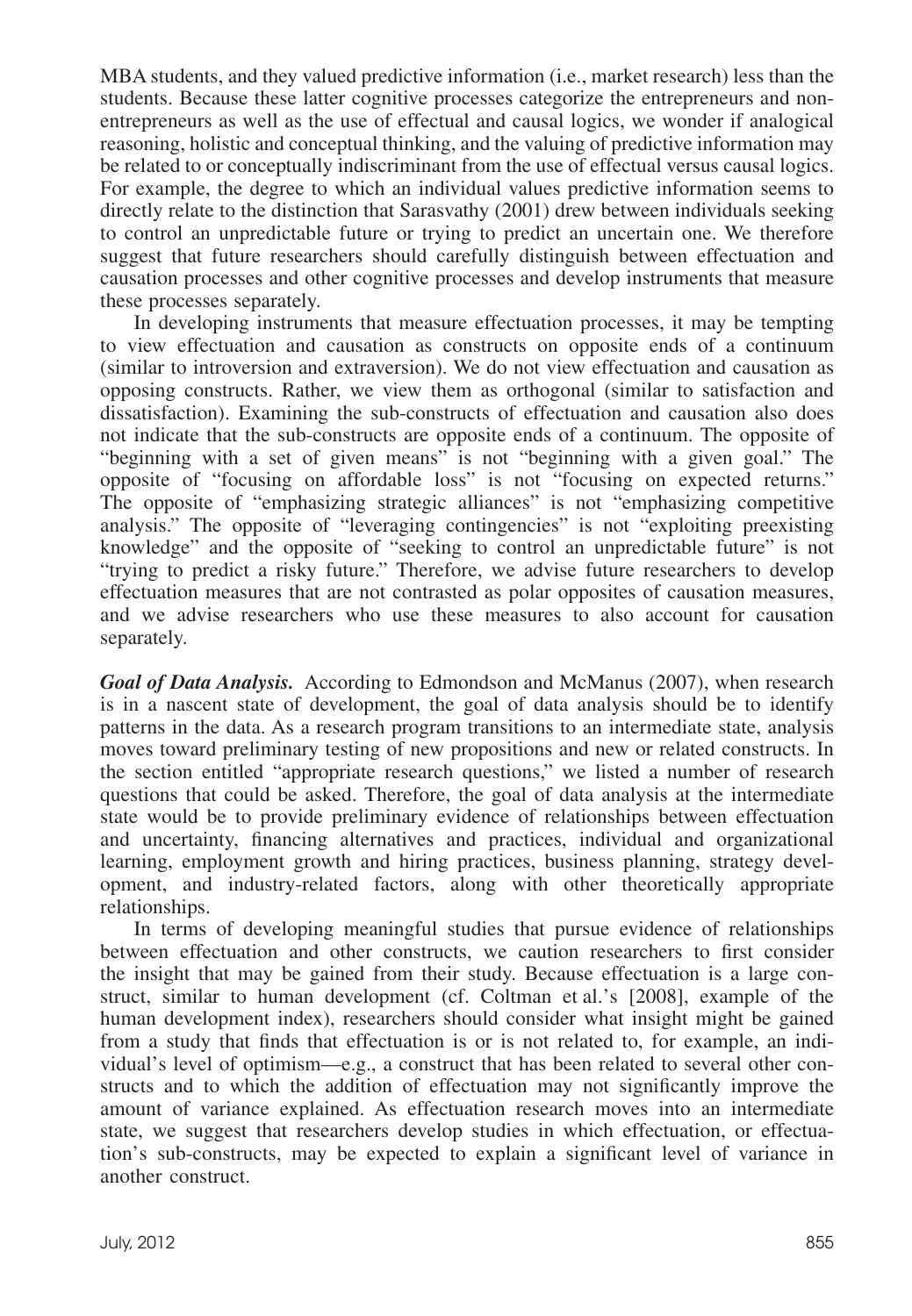MBA students, and they valued predictive information (i.e., market research) less than the students. Because these latter cognitive processes categorize the entrepreneurs and non-entrepreneurs as well as the use of effectual and causal logics, we wonder if analogical reasoning, holistic and conceptual thinking, and the valuing of predictive information may be related to or conceptually indiscriminant from the use of effectual versus causal logics. For example, the degree to which an individual values predictive information seems to directly relate to the distinction that Sarasvathy (2001) drew between individuals seeking to control an unpredictable future or trying to predict an uncertain one. We therefore suggest that future researchers should carefully distinguish between effectuation and causation processes and other cognitive processes and develop instruments that measure these processes separately.

In developing instruments that measure effectuation processes, it may be tempting to view effectuation and causation as constructs on opposite ends of a continuum (similar to introversion and extraversion). We do not view effectuation and causation as opposing constructs. Rather, we view them as orthogonal (similar to satisfaction and dissatisfaction). Examining the sub-constructs of effectuation and causation also does not indicate that the sub-constructs are opposite ends of a continuum. The opposite of "beginning with a set of given means" is not "beginning with a given goal." The opposite of "focusing on affordable loss" is not "focusing on expected returns." The opposite of "emphasizing strategic alliances" is not "emphasizing competitive analysis." The opposite of "leveraging contingencies" is not "exploiting preexisting knowledge" and the opposite of "seeking to control an unpredictable future" is not "trying to predict a risky future." Therefore, we advise future researchers to develop effectuation measures that are not contrasted as polar opposites of causation measures, and we advise researchers who use these measures to also account for causation separately.

***Goal of Data Analysis.*** According to Edmondson and McManus (2007), when research is in a nascent state of development, the goal of data analysis should be to identify patterns in the data. As a research program transitions to an intermediate state, analysis moves toward preliminary testing of new propositions and new or related constructs. In the section entitled "appropriate research questions," we listed a number of research questions that could be asked. Therefore, the goal of data analysis at the intermediate state would be to provide preliminary evidence of relationships between effectuation and uncertainty, financing alternatives and practices, individual and organizational learning, employment growth and hiring practices, business planning, strategy development, and industry-related factors, along with other theoretically appropriate relationships.

In terms of developing meaningful studies that pursue evidence of relationships between effectuation and other constructs, we caution researchers to first consider the insight that may be gained from their study. Because effectuation is a large construct, similar to human development (cf. Coltman et al.'s [2008], example of the human development index), researchers should consider what insight might be gained from a study that finds that effectuation is or is not related to, for example, an individual's level of optimism—e.g., a construct that has been related to several other constructs and to which the addition of effectuation may not significantly improve the amount of variance explained. As effectuation research moves into an intermediate state, we suggest that researchers develop studies in which effectuation, or effectuation's sub-constructs, may be expected to explain a significant level of variance in another construct.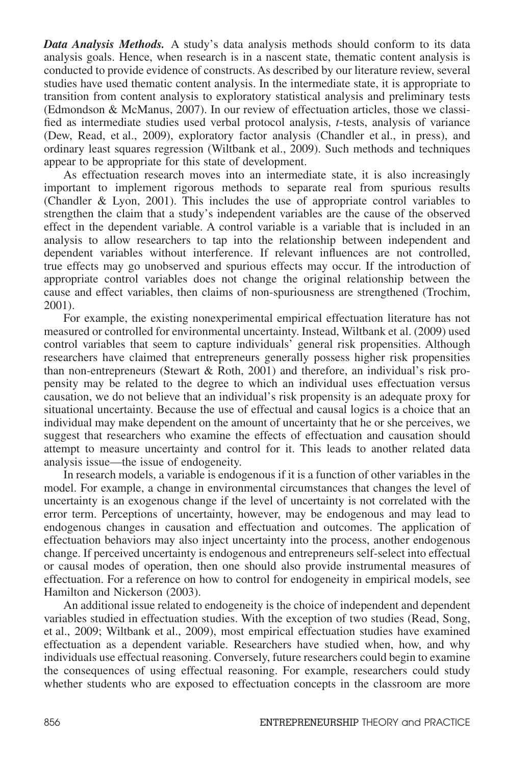***Data Analysis Methods.*** A study's data analysis methods should conform to its data analysis goals. Hence, when research is in a nascent state, thematic content analysis is conducted to provide evidence of constructs. As described by our literature review, several studies have used thematic content analysis. In the intermediate state, it is appropriate to transition from content analysis to exploratory statistical analysis and preliminary tests (Edmondson & McManus, 2007). In our review of effectuation articles, those we classified as intermediate studies used verbal protocol analysis, *t*-tests, analysis of variance (Dew, Read, et al., 2009), exploratory factor analysis (Chandler et al., in press), and ordinary least squares regression (Wiltbank et al., 2009). Such methods and techniques appear to be appropriate for this state of development.

As effectuation research moves into an intermediate state, it is also increasingly important to implement rigorous methods to separate real from spurious results (Chandler & Lyon, 2001). This includes the use of appropriate control variables to strengthen the claim that a study's independent variables are the cause of the observed effect in the dependent variable. A control variable is a variable that is included in an analysis to allow researchers to tap into the relationship between independent and dependent variables without interference. If relevant influences are not controlled, true effects may go unobserved and spurious effects may occur. If the introduction of appropriate control variables does not change the original relationship between the cause and effect variables, then claims of non-spuriousness are strengthened (Trochim, 2001).

For example, the existing nonexperimental empirical effectuation literature has not measured or controlled for environmental uncertainty. Instead, Wiltbank et al. (2009) used control variables that seem to capture individuals' general risk propensities. Although researchers have claimed that entrepreneurs generally possess higher risk propensities than non-entrepreneurs (Stewart & Roth, 2001) and therefore, an individual's risk propensity may be related to the degree to which an individual uses effectuation versus causation, we do not believe that an individual's risk propensity is an adequate proxy for situational uncertainty. Because the use of effectual and causal logics is a choice that an individual may make dependent on the amount of uncertainty that he or she perceives, we suggest that researchers who examine the effects of effectuation and causation should attempt to measure uncertainty and control for it. This leads to another related data analysis issue—the issue of endogeneity.

In research models, a variable is endogenous if it is a function of other variables in the model. For example, a change in environmental circumstances that changes the level of uncertainty is an exogenous change if the level of uncertainty is not correlated with the error term. Perceptions of uncertainty, however, may be endogenous and may lead to endogenous changes in causation and effectuation and outcomes. The application of effectuation behaviors may also inject uncertainty into the process, another endogenous change. If perceived uncertainty is endogenous and entrepreneurs self-select into effectual or causal modes of operation, then one should also provide instrumental measures of effectuation. For a reference on how to control for endogeneity in empirical models, see Hamilton and Nickerson (2003).

An additional issue related to endogeneity is the choice of independent and dependent variables studied in effectuation studies. With the exception of two studies (Read, Song, et al., 2009; Wiltbank et al., 2009), most empirical effectuation studies have examined effectuation as a dependent variable. Researchers have studied when, how, and why individuals use effectual reasoning. Conversely, future researchers could begin to examine the consequences of using effectual reasoning. For example, researchers could study whether students who are exposed to effectuation concepts in the classroom are more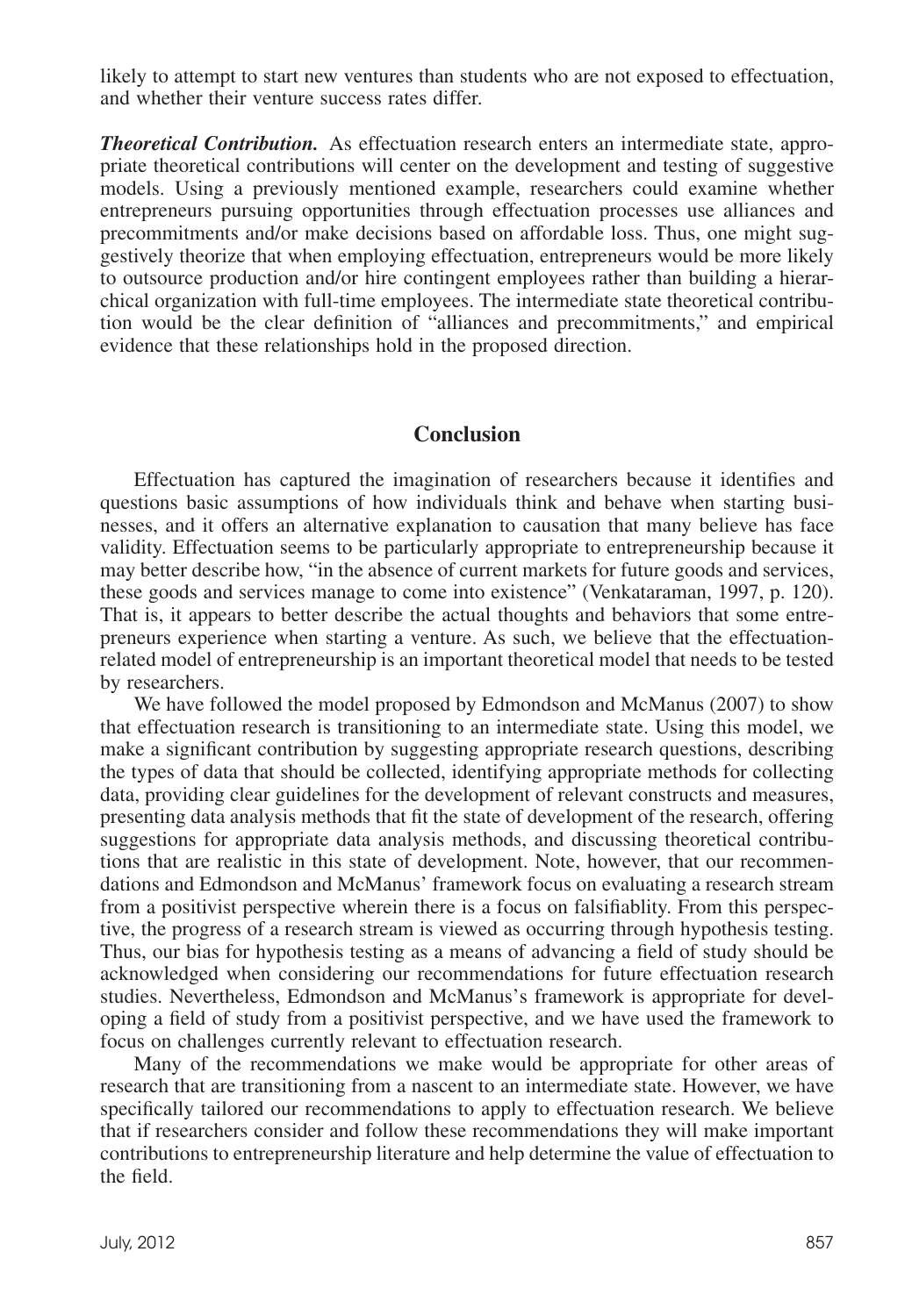likely to attempt to start new ventures than students who are not exposed to effectuation, and whether their venture success rates differ.

***Theoretical Contribution.*** As effectuation research enters an intermediate state, appropriate theoretical contributions will center on the development and testing of suggestive models. Using a previously mentioned example, researchers could examine whether entrepreneurs pursuing opportunities through effectuation processes use alliances and precommitments and/or make decisions based on affordable loss. Thus, one might suggestively theorize that when employing effectuation, entrepreneurs would be more likely to outsource production and/or hire contingent employees rather than building a hierarchical organization with full-time employees. The intermediate state theoretical contribution would be the clear definition of "alliances and precommitments," and empirical evidence that these relationships hold in the proposed direction.

## Conclusion

Effectuation has captured the imagination of researchers because it identifies and questions basic assumptions of how individuals think and behave when starting businesses, and it offers an alternative explanation to causation that many believe has face validity. Effectuation seems to be particularly appropriate to entrepreneurship because it may better describe how, "in the absence of current markets for future goods and services, these goods and services manage to come into existence" (Venkataraman, 1997, p. 120). That is, it appears to better describe the actual thoughts and behaviors that some entrepreneurs experience when starting a venture. As such, we believe that the effectuation-related model of entrepreneurship is an important theoretical model that needs to be tested by researchers.

We have followed the model proposed by Edmondson and McManus (2007) to show that effectuation research is transitioning to an intermediate state. Using this model, we make a significant contribution by suggesting appropriate research questions, describing the types of data that should be collected, identifying appropriate methods for collecting data, providing clear guidelines for the development of relevant constructs and measures, presenting data analysis methods that fit the state of development of the research, offering suggestions for appropriate data analysis methods, and discussing theoretical contributions that are realistic in this state of development. Note, however, that our recommendations and Edmondson and McManus' framework focus on evaluating a research stream from a positivist perspective wherein there is a focus on falsifiablity. From this perspective, the progress of a research stream is viewed as occurring through hypothesis testing. Thus, our bias for hypothesis testing as a means of advancing a field of study should be acknowledged when considering our recommendations for future effectuation research studies. Nevertheless, Edmondson and McManus's framework is appropriate for developing a field of study from a positivist perspective, and we have used the framework to focus on challenges currently relevant to effectuation research.

Many of the recommendations we make would be appropriate for other areas of research that are transitioning from a nascent to an intermediate state. However, we have specifically tailored our recommendations to apply to effectuation research. We believe that if researchers consider and follow these recommendations they will make important contributions to entrepreneurship literature and help determine the value of effectuation to the field.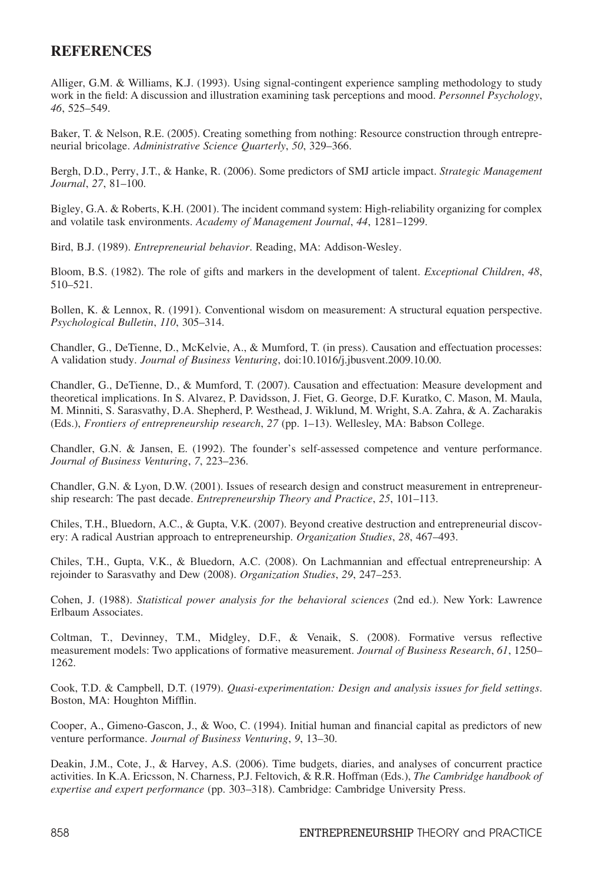## REFERENCES

Alliger, G.M. & Williams, K.J. (1993). Using signal-contingent experience sampling methodology to study work in the field: A discussion and illustration examining task perceptions and mood. *Personnel Psychology*, *46*, 525–549.

Baker, T. & Nelson, R.E. (2005). Creating something from nothing: Resource construction through entrepreneurial bricolage. *Administrative Science Quarterly*, *50*, 329–366.

Bergh, D.D., Perry, J.T., & Hanke, R. (2006). Some predictors of SMJ article impact. *Strategic Management Journal*, *27*, 81–100.

Bigley, G.A. & Roberts, K.H. (2001). The incident command system: High-reliability organizing for complex and volatile task environments. *Academy of Management Journal*, *44*, 1281–1299.

Bird, B.J. (1989). *Entrepreneurial behavior*. Reading, MA: Addison-Wesley.

Bloom, B.S. (1982). The role of gifts and markers in the development of talent. *Exceptional Children*, *48*, 510–521.

Bollen, K. & Lennox, R. (1991). Conventional wisdom on measurement: A structural equation perspective. *Psychological Bulletin*, *110*, 305–314.

Chandler, G., DeTienne, D., McKelvie, A., & Mumford, T. (in press). Causation and effectuation processes: A validation study. *Journal of Business Venturing*, doi:10.1016/j.jbusvent.2009.10.00.

Chandler, G., DeTienne, D., & Mumford, T. (2007). Causation and effectuation: Measure development and theoretical implications. In S. Alvarez, P. Davidsson, J. Fiet, G. George, D.F. Kuratko, C. Mason, M. Maula, M. Minniti, S. Sarasvathy, D.A. Shepherd, P. Westhead, J. Wiklund, M. Wright, S.A. Zahra, & A. Zacharakis (Eds.), *Frontiers of entrepreneurship research*, *27* (pp. 1–13). Wellesley, MA: Babson College.

Chandler, G.N. & Jansen, E. (1992). The founder's self-assessed competence and venture performance. *Journal of Business Venturing*, *7*, 223–236.

Chandler, G.N. & Lyon, D.W. (2001). Issues of research design and construct measurement in entrepreneurship research: The past decade. *Entrepreneurship Theory and Practice*, *25*, 101–113.

Chiles, T.H., Bluedorn, A.C., & Gupta, V.K. (2007). Beyond creative destruction and entrepreneurial discovery: A radical Austrian approach to entrepreneurship. *Organization Studies*, *28*, 467–493.

Chiles, T.H., Gupta, V.K., & Bluedorn, A.C. (2008). On Lachmannian and effectual entrepreneurship: A rejoinder to Sarasvathy and Dew (2008). *Organization Studies*, *29*, 247–253.

Cohen, J. (1988). *Statistical power analysis for the behavioral sciences* (2nd ed.). New York: Lawrence Erlbaum Associates.

Coltman, T., Devinney, T.M., Midgley, D.F., & Venaik, S. (2008). Formative versus reflective measurement models: Two applications of formative measurement. *Journal of Business Research*, *61*, 1250–1262.

Cook, T.D. & Campbell, D.T. (1979). *Quasi-experimentation: Design and analysis issues for field settings*. Boston, MA: Houghton Mifflin.

Cooper, A., Gimeno-Gascon, J., & Woo, C. (1994). Initial human and financial capital as predictors of new venture performance. *Journal of Business Venturing*, *9*, 13–30.

Deakin, J.M., Cote, J., & Harvey, A.S. (2006). Time budgets, diaries, and analyses of concurrent practice activities. In K.A. Ericsson, N. Charness, P.J. Feltovich, & R.R. Hoffman (Eds.), *The Cambridge handbook of expertise and expert performance* (pp. 303–318). Cambridge: Cambridge University Press.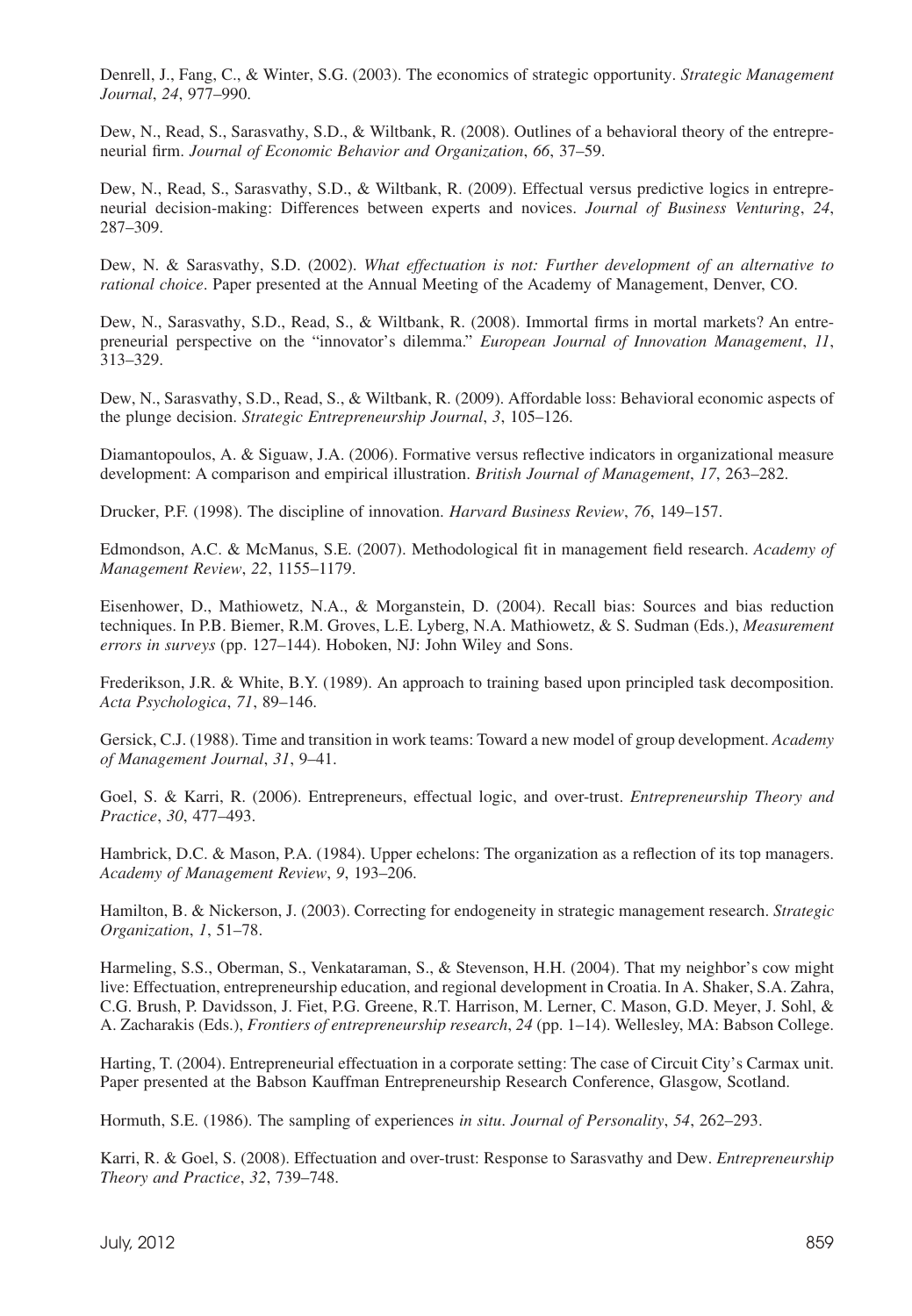Denrell, J., Fang, C., & Winter, S.G. (2003). The economics of strategic opportunity. *Strategic Management Journal*, *24*, 977–990.

Dew, N., Read, S., Sarasvathy, S.D., & Wiltbank, R. (2008). Outlines of a behavioral theory of the entrepreneurial firm. *Journal of Economic Behavior and Organization*, *66*, 37–59.

Dew, N., Read, S., Sarasvathy, S.D., & Wiltbank, R. (2009). Effectual versus predictive logics in entrepreneurial decision-making: Differences between experts and novices. *Journal of Business Venturing*, *24*, 287–309.

Dew, N. & Sarasvathy, S.D. (2002). *What effectuation is not: Further development of an alternative to rational choice*. Paper presented at the Annual Meeting of the Academy of Management, Denver, CO.

Dew, N., Sarasvathy, S.D., Read, S., & Wiltbank, R. (2008). Immortal firms in mortal markets? An entrepreneurial perspective on the "innovator's dilemma." *European Journal of Innovation Management*, *11*, 313–329.

Dew, N., Sarasvathy, S.D., Read, S., & Wiltbank, R. (2009). Affordable loss: Behavioral economic aspects of the plunge decision. *Strategic Entrepreneurship Journal*, *3*, 105–126.

Diamantopoulos, A. & Siguaw, J.A. (2006). Formative versus reflective indicators in organizational measure development: A comparison and empirical illustration. *British Journal of Management*, *17*, 263–282.

Drucker, P.F. (1998). The discipline of innovation. *Harvard Business Review*, *76*, 149–157.

Edmondson, A.C. & McManus, S.E. (2007). Methodological fit in management field research. *Academy of Management Review*, *22*, 1155–1179.

Eisenhower, D., Mathiowetz, N.A., & Morganstein, D. (2004). Recall bias: Sources and bias reduction techniques. In P.B. Biemer, R.M. Groves, L.E. Lyberg, N.A. Mathiowetz, & S. Sudman (Eds.), *Measurement errors in surveys* (pp. 127–144). Hoboken, NJ: John Wiley and Sons.

Frederikson, J.R. & White, B.Y. (1989). An approach to training based upon principled task decomposition. *Acta Psychologica*, *71*, 89–146.

Gersick, C.J. (1988). Time and transition in work teams: Toward a new model of group development. *Academy of Management Journal*, *31*, 9–41.

Goel, S. & Karri, R. (2006). Entrepreneurs, effectual logic, and over-trust. *Entrepreneurship Theory and Practice*, *30*, 477–493.

Hambrick, D.C. & Mason, P.A. (1984). Upper echelons: The organization as a reflection of its top managers. *Academy of Management Review*, *9*, 193–206.

Hamilton, B. & Nickerson, J. (2003). Correcting for endogeneity in strategic management research. *Strategic Organization*, *1*, 51–78.

Harmeling, S.S., Oberman, S., Venkataraman, S., & Stevenson, H.H. (2004). That my neighbor's cow might live: Effectuation, entrepreneurship education, and regional development in Croatia. In A. Shaker, S.A. Zahra, C.G. Brush, P. Davidsson, J. Fiet, P.G. Greene, R.T. Harrison, M. Lerner, C. Mason, G.D. Meyer, J. Sohl, & A. Zacharakis (Eds.), *Frontiers of entrepreneurship research*, *24* (pp. 1–14). Wellesley, MA: Babson College.

Harting, T. (2004). Entrepreneurial effectuation in a corporate setting: The case of Circuit City's Carmax unit. Paper presented at the Babson Kauffman Entrepreneurship Research Conference, Glasgow, Scotland.

Hormuth, S.E. (1986). The sampling of experiences *in situ*. *Journal of Personality*, *54*, 262–293.

Karri, R. & Goel, S. (2008). Effectuation and over-trust: Response to Sarasvathy and Dew. *Entrepreneurship Theory and Practice*, *32*, 739–748.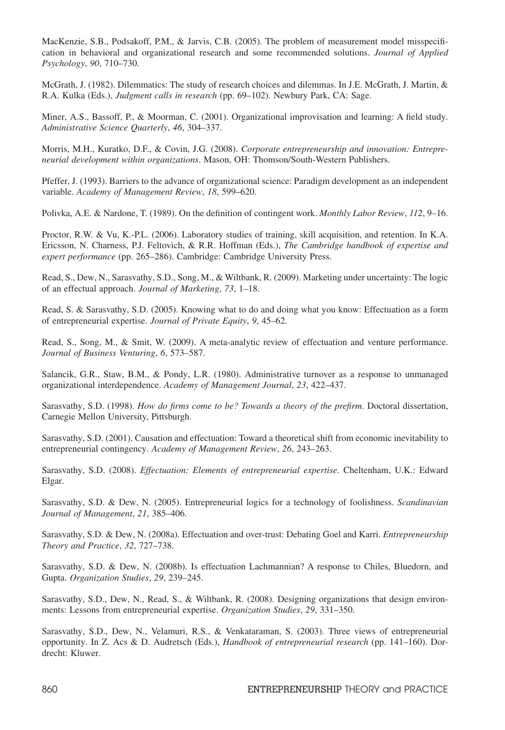MacKenzie, S.B., Podsakoff, P.M., & Jarvis, C.B. (2005). The problem of measurement model misspecification in behavioral and organizational research and some recommended solutions. *Journal of Applied Psychology*, *90*, 710–730.

McGrath, J. (1982). Dilemmatics: The study of research choices and dilemmas. In J.E. McGrath, J. Martin, & R.A. Kulka (Eds.), *Judgment calls in research* (pp. 69–102). Newbury Park, CA: Sage.

Miner, A.S., Bassoff, P., & Moorman, C. (2001). Organizational improvisation and learning: A field study. *Administrative Science Quarterly*, *46*, 304–337.

Morris, M.H., Kuratko, D.F., & Covin, J.G. (2008). *Corporate entrepreneurship and innovation: Entrepreneurial development within organizations*. Mason, OH: Thomson/South-Western Publishers.

Pfeffer, J. (1993). Barriers to the advance of organizational science: Paradigm development as an independent variable. *Academy of Management Review*, *18*, 599–620.

Polivka, A.E. & Nardone, T. (1989). On the definition of contingent work. *Monthly Labor Review*, *112*, 9–16.

Proctor, R.W. & Vu, K.-P.L. (2006). Laboratory studies of training, skill acquisition, and retention. In K.A. Ericsson, N. Charness, P.J. Feltovich, & R.R. Hoffman (Eds.), *The Cambridge handbook of expertise and expert performance* (pp. 265–286). Cambridge: Cambridge University Press.

Read, S., Dew, N., Sarasvathy, S.D., Song, M., & Wiltbank, R. (2009). Marketing under uncertainty: The logic of an effectual approach. *Journal of Marketing*, *73*, 1–18.

Read, S. & Sarasvathy, S.D. (2005). Knowing what to do and doing what you know: Effectuation as a form of entrepreneurial expertise. *Journal of Private Equity*, *9*, 45–62.

Read, S., Song, M., & Smit, W. (2009). A meta-analytic review of effectuation and venture performance. *Journal of Business Venturing*, *6*, 573–587.

Salancik, G.R., Staw, B.M., & Pondy, L.R. (1980). Administrative turnover as a response to unmanaged organizational interdependence. *Academy of Management Journal*, *23*, 422–437.

Sarasvathy, S.D. (1998). *How do firms come to be? Towards a theory of the prefirm*. Doctoral dissertation, Carnegie Mellon University, Pittsburgh.

Sarasvathy, S.D. (2001). Causation and effectuation: Toward a theoretical shift from economic inevitability to entrepreneurial contingency. *Academy of Management Review*, *26*, 243–263.

Sarasvathy, S.D. (2008). *Effectuation: Elements of entrepreneurial expertise*. Cheltenham, U.K.: Edward Elgar.

Sarasvathy, S.D. & Dew, N. (2005). Entrepreneurial logics for a technology of foolishness. *Scandinavian Journal of Management*, *21*, 385–406.

Sarasvathy, S.D. & Dew, N. (2008a). Effectuation and over-trust: Debating Goel and Karri. *Entrepreneurship Theory and Practice*, *32*, 727–738.

Sarasvathy, S.D. & Dew, N. (2008b). Is effectuation Lachmannian? A response to Chiles, Bluedorn, and Gupta. *Organization Studies*, *29*, 239–245.

Sarasvathy, S.D., Dew, N., Read, S., & Wiltbank, R. (2008). Designing organizations that design environments: Lessons from entrepreneurial expertise. *Organization Studies*, *29*, 331–350.

Sarasvathy, S.D., Dew, N., Velamuri, R.S., & Venkataraman, S. (2003). Three views of entrepreneurial opportunity. In Z. Acs & D. Audretsch (Eds.), *Handbook of entrepreneurial research* (pp. 141–160). Dordrecht: Kluwer.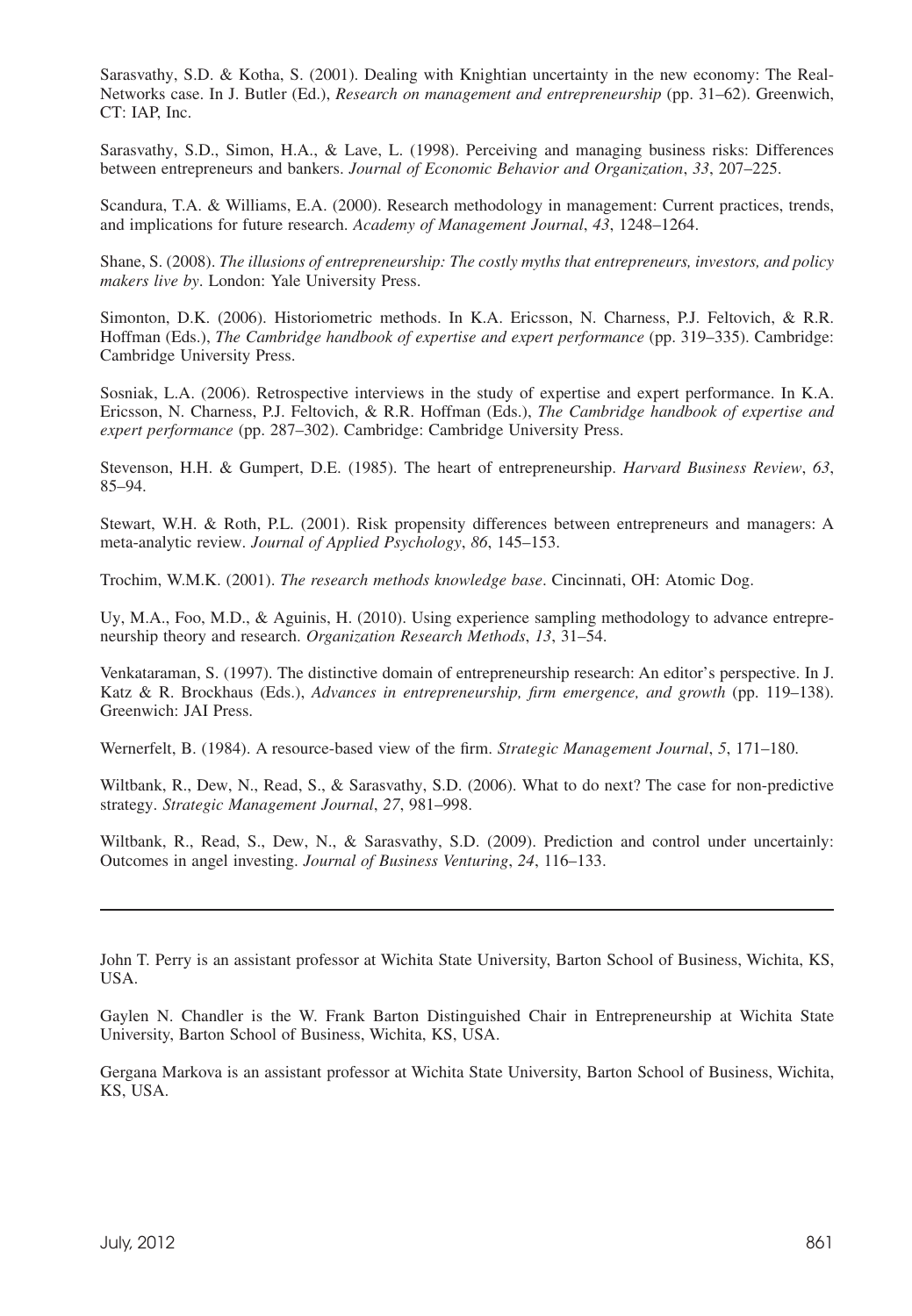Sarasvathy, S.D. & Kotha, S. (2001). Dealing with Knightian uncertainty in the new economy: The RealNetworks case. In J. Butler (Ed.), *Research on management and entrepreneurship* (pp. 31–62). Greenwich, CT: IAP, Inc.

Sarasvathy, S.D., Simon, H.A., & Lave, L. (1998). Perceiving and managing business risks: Differences between entrepreneurs and bankers. *Journal of Economic Behavior and Organization*, *33*, 207–225.

Scandura, T.A. & Williams, E.A. (2000). Research methodology in management: Current practices, trends, and implications for future research. *Academy of Management Journal*, *43*, 1248–1264.

Shane, S. (2008). *The illusions of entrepreneurship: The costly myths that entrepreneurs, investors, and policy makers live by*. London: Yale University Press.

Simonton, D.K. (2006). Historiometric methods. In K.A. Ericsson, N. Charness, P.J. Feltovich, & R.R. Hoffman (Eds.), *The Cambridge handbook of expertise and expert performance* (pp. 319–335). Cambridge: Cambridge University Press.

Sosniak, L.A. (2006). Retrospective interviews in the study of expertise and expert performance. In K.A. Ericsson, N. Charness, P.J. Feltovich, & R.R. Hoffman (Eds.), *The Cambridge handbook of expertise and expert performance* (pp. 287–302). Cambridge: Cambridge University Press.

Stevenson, H.H. & Gumpert, D.E. (1985). The heart of entrepreneurship. *Harvard Business Review*, *63*, 85–94.

Stewart, W.H. & Roth, P.L. (2001). Risk propensity differences between entrepreneurs and managers: A meta-analytic review. *Journal of Applied Psychology*, *86*, 145–153.

Trochim, W.M.K. (2001). *The research methods knowledge base*. Cincinnati, OH: Atomic Dog.

Uy, M.A., Foo, M.D., & Aguinis, H. (2010). Using experience sampling methodology to advance entrepreneurship theory and research. *Organization Research Methods*, *13*, 31–54.

Venkataraman, S. (1997). The distinctive domain of entrepreneurship research: An editor's perspective. In J. Katz & R. Brockhaus (Eds.), *Advances in entrepreneurship, firm emergence, and growth* (pp. 119–138). Greenwich: JAI Press.

Wernerfelt, B. (1984). A resource-based view of the firm. *Strategic Management Journal*, *5*, 171–180.

Wiltbank, R., Dew, N., Read, S., & Sarasvathy, S.D. (2006). What to do next? The case for non-predictive strategy. *Strategic Management Journal*, *27*, 981–998.

Wiltbank, R., Read, S., Dew, N., & Sarasvathy, S.D. (2009). Prediction and control under uncertainly: Outcomes in angel investing. *Journal of Business Venturing*, *24*, 116–133.

---

John T. Perry is an assistant professor at Wichita State University, Barton School of Business, Wichita, KS, USA.

Gaylen N. Chandler is the W. Frank Barton Distinguished Chair in Entrepreneurship at Wichita State University, Barton School of Business, Wichita, KS, USA.

Gergana Markova is an assistant professor at Wichita State University, Barton School of Business, Wichita, KS, USA.